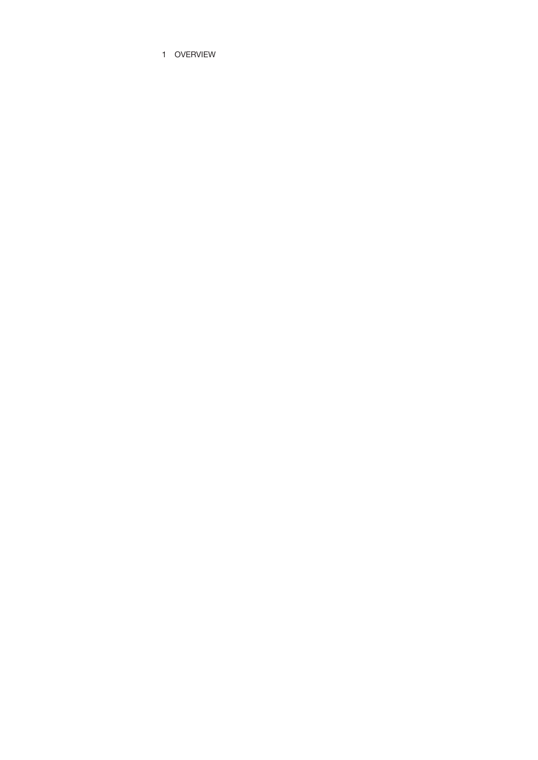# 1 OVERVIEW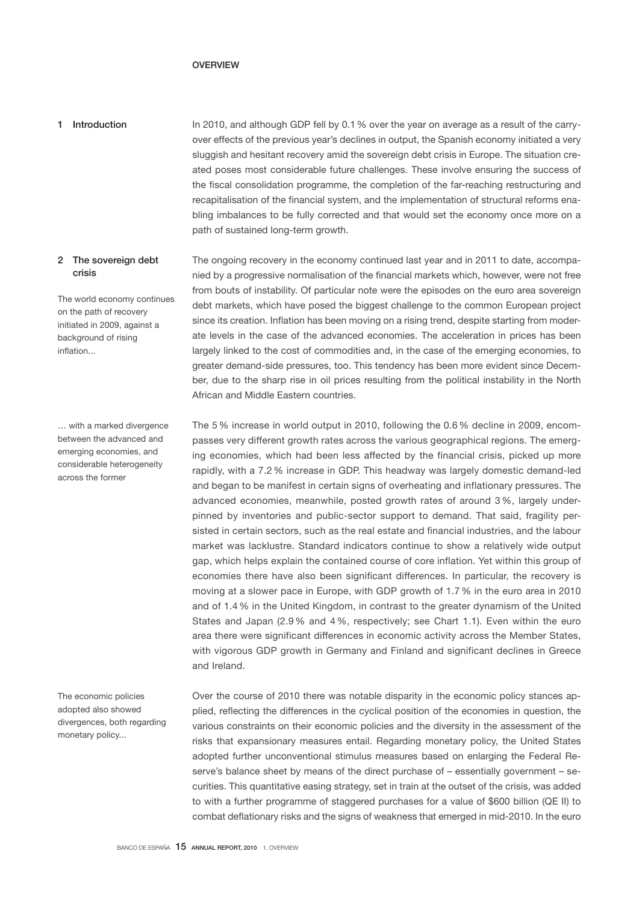# OVERVIEW

## 1 Introduction

In 2010, and although GDP fell by 0.1 % over the year on average as a result of the carry-over effects of the previous year's declines in output, the Spanish economy initiated a very sluggish and hesitant recovery amid the sovereign debt crisis in Europe. The situation created poses most considerable future challenges. These involve ensuring the success of the fiscal consolidation programme, the completion of the far-reaching restructuring and recapitalisation of the financial system, and the implementation of structural reforms enabling imbalances to be fully corrected and that would set the economy once more on a path of sustained long-term growth.

## 2 The sovereign debt crisis

*The world economy continues on the path of recovery initiated in 2009, against a background of rising inflation...*

The ongoing recovery in the economy continued last year and in 2011 to date, accompanied by a progressive normalisation of the financial markets which, however, were not free from bouts of instability. Of particular note were the episodes on the euro area sovereign debt markets, which have posed the biggest challenge to the common European project since its creation. Inflation has been moving on a rising trend, despite starting from moderate levels in the case of the advanced economies. The acceleration in prices has been largely linked to the cost of commodities and, in the case of the emerging economies, to greater demand-side pressures, too. This tendency has been more evident since December, due to the sharp rise in oil prices resulting from the political instability in the North African and Middle Eastern countries.

*... with a marked divergence between the advanced and emerging economies, and considerable heterogeneity across the former*

The 5 % increase in world output in 2010, following the 0.6 % decline in 2009, encompasses very different growth rates across the various geographical regions. The emerging economies, which had been less affected by the financial crisis, picked up more rapidly, with a 7.2 % increase in GDP. This headway was largely domestic demand-led and began to be manifest in certain signs of overheating and inflationary pressures. The advanced economies, meanwhile, posted growth rates of around 3 %, largely underpinned by inventories and public-sector support to demand. That said, fragility persisted in certain sectors, such as the real estate and financial industries, and the labour market was lacklustre. Standard indicators continue to show a relatively wide output gap, which helps explain the contained course of core inflation. Yet within this group of economies there have also been significant differences. In particular, the recovery is moving at a slower pace in Europe, with GDP growth of 1.7 % in the euro area in 2010 and of 1.4 % in the United Kingdom, in contrast to the greater dynamism of the United States and Japan (2.9 % and 4 %, respectively; see Chart 1.1). Even within the euro area there were significant differences in economic activity across the Member States, with vigorous GDP growth in Germany and Finland and significant declines in Greece and Ireland.

*The economic policies adopted also showed divergences, both regarding monetary policy...*

Over the course of 2010 there was notable disparity in the economic policy stances applied, reflecting the differences in the cyclical position of the economies in question, the various constraints on their economic policies and the diversity in the assessment of the risks that expansionary measures entail. Regarding monetary policy, the United States adopted further unconventional stimulus measures based on enlarging the Federal Reserve's balance sheet by means of the direct purchase of – essentially government – securities. This quantitative easing strategy, set in train at the outset of the crisis, was added to with a further programme of staggered purchases for a value of $600 billion (QE II) to combat deflationary risks and the signs of weakness that emerged in mid-2010. In the euro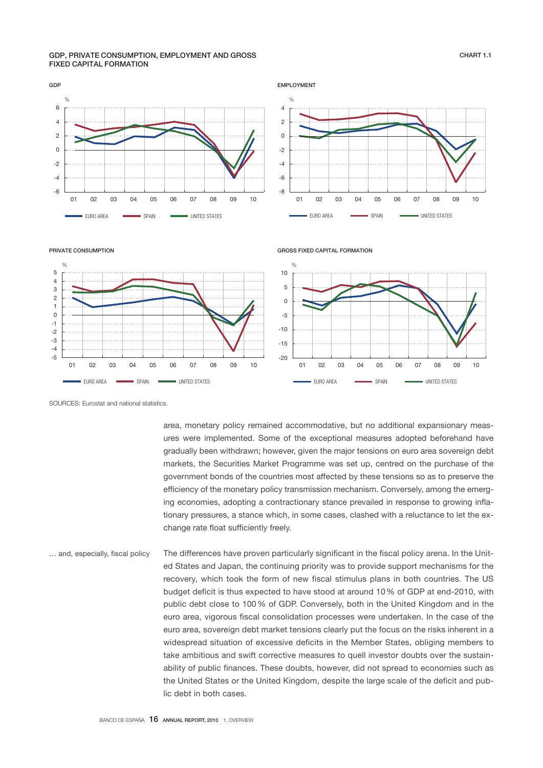**GDP, PRIVATE CONSUMPTION, EMPLOYMENT AND GROSS FIXED CAPITAL FORMATION** CHART 1.1

SOURCES: Eurostat and national statistics.

area, monetary policy remained accommodative, but no additional expansionary measures were implemented. Some of the exceptional measures adopted beforehand have gradually been withdrawn; however, given the major tensions on euro area sovereign debt markets, the Securities Market Programme was set up, centred on the purchase of the government bonds of the countries most affected by these tensions so as to preserve the efficiency of the monetary policy transmission mechanism. Conversely, among the emerging economies, adopting a contractionary stance prevailed in response to growing inflationary pressures, a stance which, in some cases, clashed with a reluctance to let the exchange rate float sufficiently freely.

*… and, especially, fiscal policy*

The differences have proven particularly significant in the fiscal policy arena. In the United States and Japan, the continuing priority was to provide support mechanisms for the recovery, which took the form of new fiscal stimulus plans in both countries. The US budget deficit is thus expected to have stood at around 10 % of GDP at end-2010, with public debt close to 100 % of GDP. Conversely, both in the United Kingdom and in the euro area, vigorous fiscal consolidation processes were undertaken. In the case of the euro area, sovereign debt market tensions clearly put the focus on the risks inherent in a widespread situation of excessive deficits in the Member States, obliging members to take ambitious and swift corrective measures to quell investor doubts over the sustainability of public finances. These doubts, however, did not spread to economies such as the United States or the United Kingdom, despite the large scale of the deficit and public debt in both cases.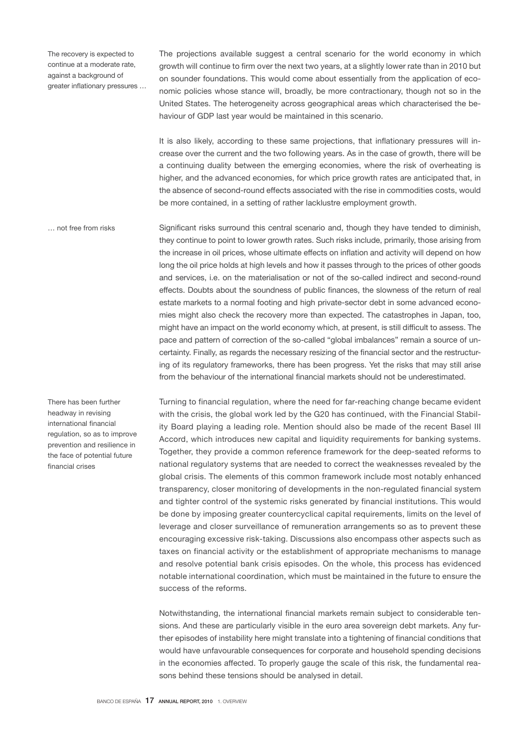*The recovery is expected to continue at a moderate rate, against a background of greater inflationary pressures …*

The projections available suggest a central scenario for the world economy in which growth will continue to firm over the next two years, at a slightly lower rate than in 2010 but on sounder foundations. This would come about essentially from the application of economic policies whose stance will, broadly, be more contractionary, though not so in the United States. The heterogeneity across geographical areas which characterised the behaviour of GDP last year would be maintained in this scenario.

It is also likely, according to these same projections, that inflationary pressures will increase over the current and the two following years. As in the case of growth, there will be a continuing duality between the emerging economies, where the risk of overheating is higher, and the advanced economies, for which price growth rates are anticipated that, in the absence of second-round effects associated with the rise in commodities costs, would be more contained, in a setting of rather lacklustre employment growth.

*… not free from risks*

Significant risks surround this central scenario and, though they have tended to diminish, they continue to point to lower growth rates. Such risks include, primarily, those arising from the increase in oil prices, whose ultimate effects on inflation and activity will depend on how long the oil price holds at high levels and how it passes through to the prices of other goods and services, i.e. on the materialisation or not of the so-called indirect and second-round effects. Doubts about the soundness of public finances, the slowness of the return of real estate markets to a normal footing and high private-sector debt in some advanced economies might also check the recovery more than expected. The catastrophes in Japan, too, might have an impact on the world economy which, at present, is still difficult to assess. The pace and pattern of correction of the so-called "global imbalances" remain a source of uncertainty. Finally, as regards the necessary resizing of the financial sector and the restructuring of its regulatory frameworks, there has been progress. Yet the risks that may still arise from the behaviour of the international financial markets should not be underestimated.

*There has been further headway in revising international financial regulation, so as to improve prevention and resilience in the face of potential future financial crises*

Turning to financial regulation, where the need for far-reaching change became evident with the crisis, the global work led by the G20 has continued, with the Financial Stability Board playing a leading role. Mention should also be made of the recent Basel III Accord, which introduces new capital and liquidity requirements for banking systems. Together, they provide a common reference framework for the deep-seated reforms to national regulatory systems that are needed to correct the weaknesses revealed by the global crisis. The elements of this common framework include most notably enhanced transparency, closer monitoring of developments in the non-regulated financial system and tighter control of the systemic risks generated by financial institutions. This would be done by imposing greater countercyclical capital requirements, limits on the level of leverage and closer surveillance of remuneration arrangements so as to prevent these encouraging excessive risk-taking. Discussions also encompass other aspects such as taxes on financial activity or the establishment of appropriate mechanisms to manage and resolve potential bank crisis episodes. On the whole, this process has evidenced notable international coordination, which must be maintained in the future to ensure the success of the reforms.

Notwithstanding, the international financial markets remain subject to considerable tensions. And these are particularly visible in the euro area sovereign debt markets. Any further episodes of instability here might translate into a tightening of financial conditions that would have unfavourable consequences for corporate and household spending decisions in the economies affected. To properly gauge the scale of this risk, the fundamental reasons behind these tensions should be analysed in detail.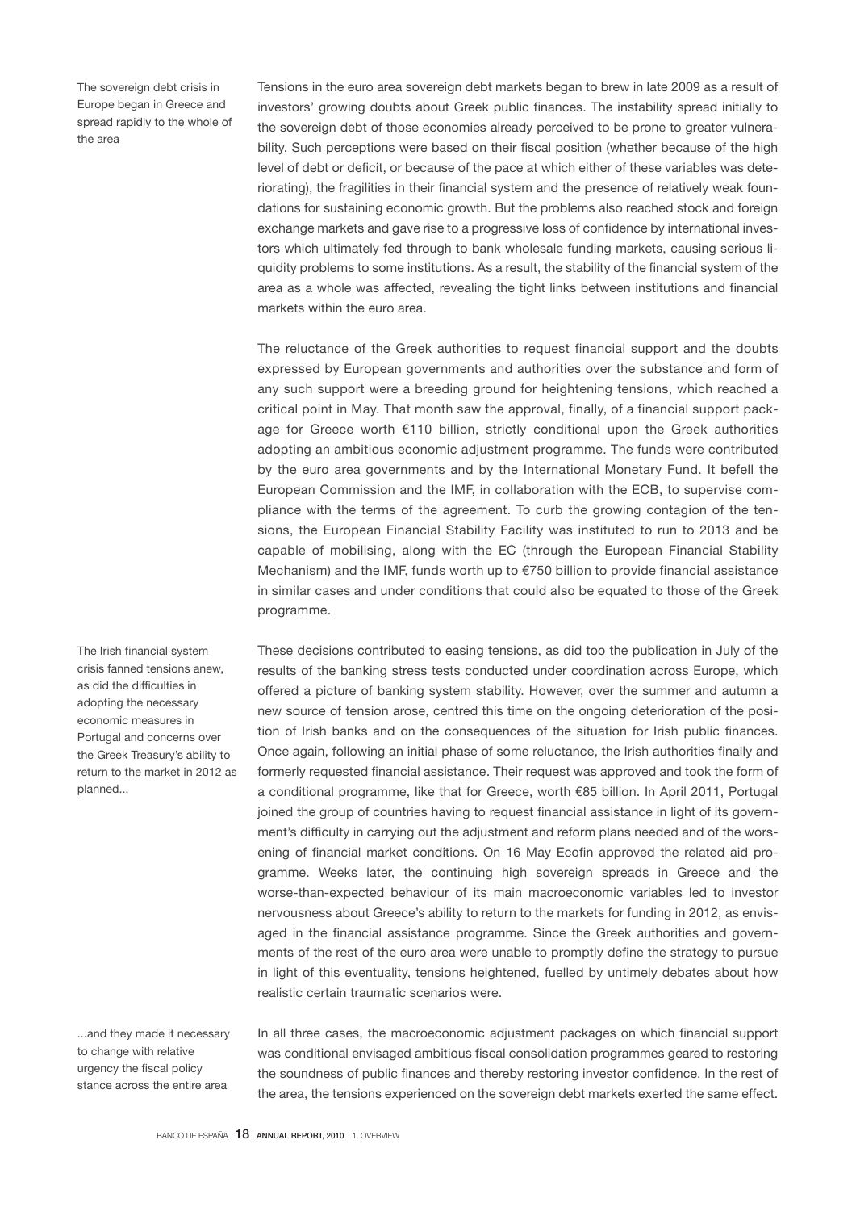*The sovereign debt crisis in Europe began in Greece and spread rapidly to the whole of the area*

Tensions in the euro area sovereign debt markets began to brew in late 2009 as a result of investors' growing doubts about Greek public finances. The instability spread initially to the sovereign debt of those economies already perceived to be prone to greater vulnerability. Such perceptions were based on their fiscal position (whether because of the high level of debt or deficit, or because of the pace at which either of these variables was deteriorating), the fragilities in their financial system and the presence of relatively weak foundations for sustaining economic growth. But the problems also reached stock and foreign exchange markets and gave rise to a progressive loss of confidence by international investors which ultimately fed through to bank wholesale funding markets, causing serious liquidity problems to some institutions. As a result, the stability of the financial system of the area as a whole was affected, revealing the tight links between institutions and financial markets within the euro area.

The reluctance of the Greek authorities to request financial support and the doubts expressed by European governments and authorities over the substance and form of any such support were a breeding ground for heightening tensions, which reached a critical point in May. That month saw the approval, finally, of a financial support package for Greece worth €110 billion, strictly conditional upon the Greek authorities adopting an ambitious economic adjustment programme. The funds were contributed by the euro area governments and by the International Monetary Fund. It befell the European Commission and the IMF, in collaboration with the ECB, to supervise compliance with the terms of the agreement. To curb the growing contagion of the tensions, the European Financial Stability Facility was instituted to run to 2013 and be capable of mobilising, along with the EC (through the European Financial Stability Mechanism) and the IMF, funds worth up to €750 billion to provide financial assistance in similar cases and under conditions that could also be equated to those of the Greek programme.

*The Irish financial system crisis fanned tensions anew, as did the difficulties in adopting the necessary economic measures in Portugal and concerns over the Greek Treasury's ability to return to the market in 2012 as planned...*

These decisions contributed to easing tensions, as did too the publication in July of the results of the banking stress tests conducted under coordination across Europe, which offered a picture of banking system stability. However, over the summer and autumn a new source of tension arose, centred this time on the ongoing deterioration of the position of Irish banks and on the consequences of the situation for Irish public finances. Once again, following an initial phase of some reluctance, the Irish authorities finally and formerly requested financial assistance. Their request was approved and took the form of a conditional programme, like that for Greece, worth €85 billion. In April 2011, Portugal joined the group of countries having to request financial assistance in light of its government's difficulty in carrying out the adjustment and reform plans needed and of the worsening of financial market conditions. On 16 May Ecofin approved the related aid programme. Weeks later, the continuing high sovereign spreads in Greece and the worse-than-expected behaviour of its main macroeconomic variables led to investor nervousness about Greece's ability to return to the markets for funding in 2012, as envisaged in the financial assistance programme. Since the Greek authorities and governments of the rest of the euro area were unable to promptly define the strategy to pursue in light of this eventuality, tensions heightened, fuelled by untimely debates about how realistic certain traumatic scenarios were.

*...and they made it necessary to change with relative urgency the fiscal policy stance across the entire area*

In all three cases, the macroeconomic adjustment packages on which financial support was conditional envisaged ambitious fiscal consolidation programmes geared to restoring the soundness of public finances and thereby restoring investor confidence. In the rest of the area, the tensions experienced on the sovereign debt markets exerted the same effect.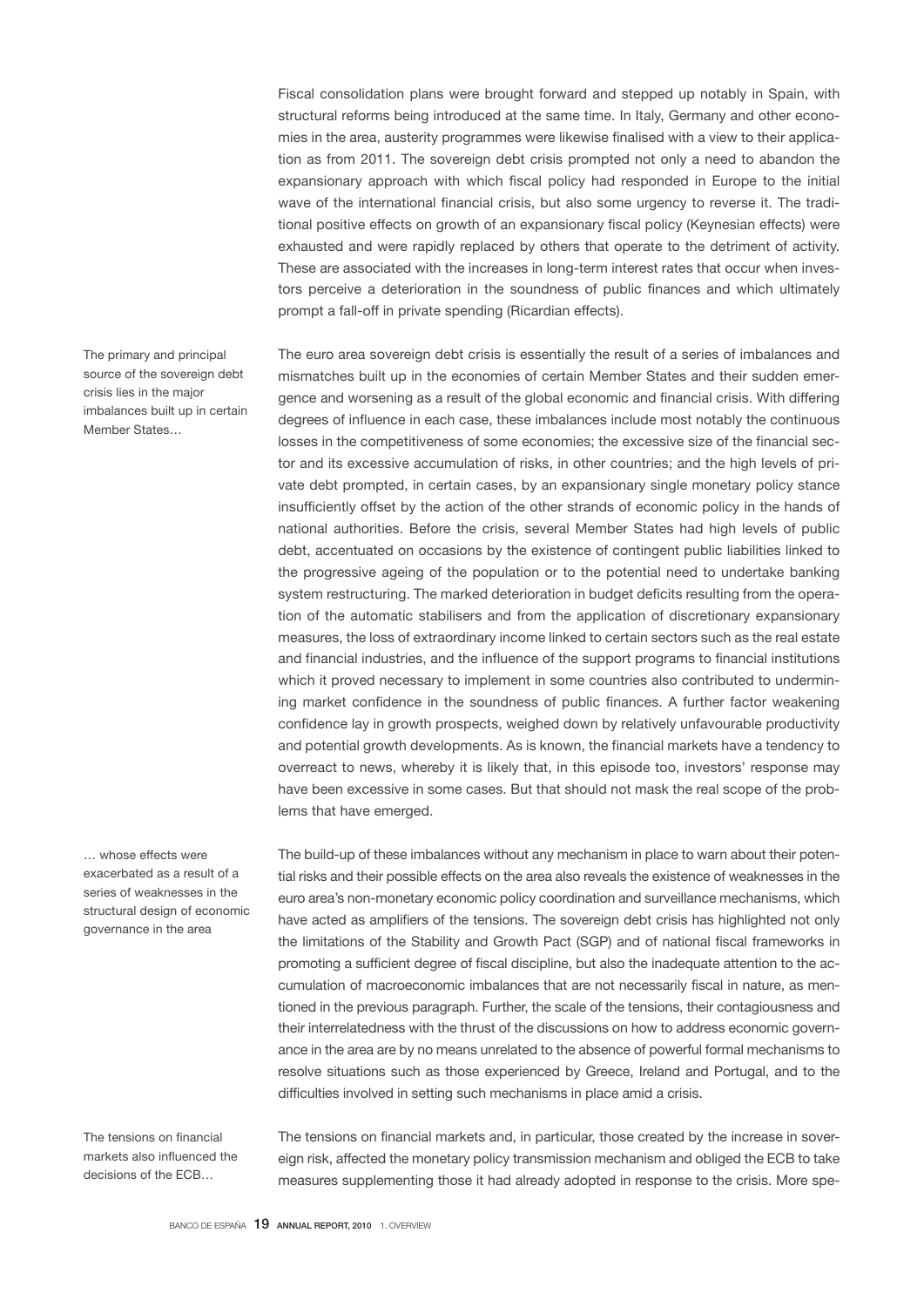Fiscal consolidation plans were brought forward and stepped up notably in Spain, with structural reforms being introduced at the same time. In Italy, Germany and other economies in the area, austerity programmes were likewise finalised with a view to their application as from 2011. The sovereign debt crisis prompted not only a need to abandon the expansionary approach with which fiscal policy had responded in Europe to the initial wave of the international financial crisis, but also some urgency to reverse it. The traditional positive effects on growth of an expansionary fiscal policy (Keynesian effects) were exhausted and were rapidly replaced by others that operate to the detriment of activity. These are associated with the increases in long-term interest rates that occur when investors perceive a deterioration in the soundness of public finances and which ultimately prompt a fall-off in private spending (Ricardian effects).

*The primary and principal source of the sovereign debt crisis lies in the major imbalances built up in certain Member States…*

The euro area sovereign debt crisis is essentially the result of a series of imbalances and mismatches built up in the economies of certain Member States and their sudden emergence and worsening as a result of the global economic and financial crisis. With differing degrees of influence in each case, these imbalances include most notably the continuous losses in the competitiveness of some economies; the excessive size of the financial sector and its excessive accumulation of risks, in other countries; and the high levels of private debt prompted, in certain cases, by an expansionary single monetary policy stance insufficiently offset by the action of the other strands of economic policy in the hands of national authorities. Before the crisis, several Member States had high levels of public debt, accentuated on occasions by the existence of contingent public liabilities linked to the progressive ageing of the population or to the potential need to undertake banking system restructuring. The marked deterioration in budget deficits resulting from the operation of the automatic stabilisers and from the application of discretionary expansionary measures, the loss of extraordinary income linked to certain sectors such as the real estate and financial industries, and the influence of the support programs to financial institutions which it proved necessary to implement in some countries also contributed to undermining market confidence in the soundness of public finances. A further factor weakening confidence lay in growth prospects, weighed down by relatively unfavourable productivity and potential growth developments. As is known, the financial markets have a tendency to overreact to news, whereby it is likely that, in this episode too, investors' response may have been excessive in some cases. But that should not mask the real scope of the problems that have emerged.

*… whose effects were exacerbated as a result of a series of weaknesses in the structural design of economic governance in the area*

The build-up of these imbalances without any mechanism in place to warn about their potential risks and their possible effects on the area also reveals the existence of weaknesses in the euro area's non-monetary economic policy coordination and surveillance mechanisms, which have acted as amplifiers of the tensions. The sovereign debt crisis has highlighted not only the limitations of the Stability and Growth Pact (SGP) and of national fiscal frameworks in promoting a sufficient degree of fiscal discipline, but also the inadequate attention to the accumulation of macroeconomic imbalances that are not necessarily fiscal in nature, as mentioned in the previous paragraph. Further, the scale of the tensions, their contagiousness and their interrelatedness with the thrust of the discussions on how to address economic governance in the area are by no means unrelated to the absence of powerful formal mechanisms to resolve situations such as those experienced by Greece, Ireland and Portugal, and to the difficulties involved in setting such mechanisms in place amid a crisis.

*The tensions on financial markets also influenced the decisions of the ECB…*

The tensions on financial markets and, in particular, those created by the increase in sovereign risk, affected the monetary policy transmission mechanism and obliged the ECB to take measures supplementing those it had already adopted in response to the crisis. More spe-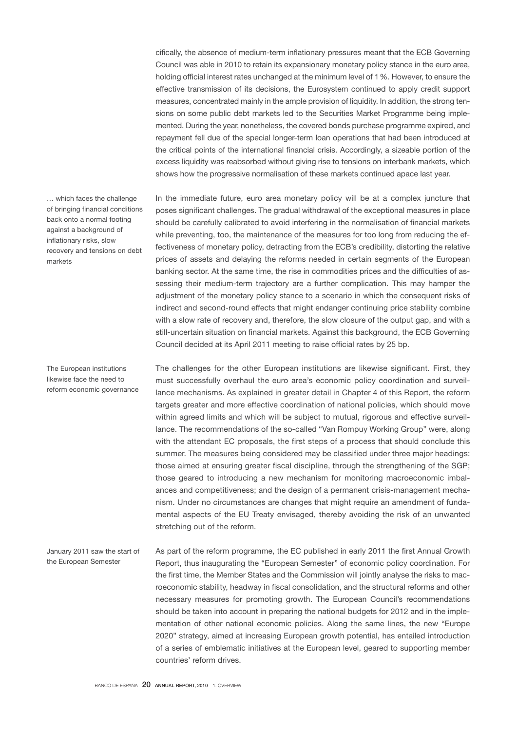cifically, the absence of medium-term inflationary pressures meant that the ECB Governing Council was able in 2010 to retain its expansionary monetary policy stance in the euro area, holding official interest rates unchanged at the minimum level of 1 %. However, to ensure the effective transmission of its decisions, the Eurosystem continued to apply credit support measures, concentrated mainly in the ample provision of liquidity. In addition, the strong tensions on some public debt markets led to the Securities Market Programme being implemented. During the year, nonetheless, the covered bonds purchase programme expired, and repayment fell due of the special longer-term loan operations that had been introduced at the critical points of the international financial crisis. Accordingly, a sizeable portion of the excess liquidity was reabsorbed without giving rise to tensions on interbank markets, which shows how the progressive normalisation of these markets continued apace last year.

… which faces the challenge of bringing financial conditions back onto a normal footing against a background of inflationary risks, slow recovery and tensions on debt markets

In the immediate future, euro area monetary policy will be at a complex juncture that poses significant challenges. The gradual withdrawal of the exceptional measures in place should be carefully calibrated to avoid interfering in the normalisation of financial markets while preventing, too, the maintenance of the measures for too long from reducing the effectiveness of monetary policy, detracting from the ECB's credibility, distorting the relative prices of assets and delaying the reforms needed in certain segments of the European banking sector. At the same time, the rise in commodities prices and the difficulties of assessing their medium-term trajectory are a further complication. This may hamper the adjustment of the monetary policy stance to a scenario in which the consequent risks of indirect and second-round effects that might endanger continuing price stability combine with a slow rate of recovery and, therefore, the slow closure of the output gap, and with a still-uncertain situation on financial markets. Against this background, the ECB Governing Council decided at its April 2011 meeting to raise official rates by 25 bp.

The European institutions likewise face the need to reform economic governance

The challenges for the other European institutions are likewise significant. First, they must successfully overhaul the euro area's economic policy coordination and surveillance mechanisms. As explained in greater detail in Chapter 4 of this Report, the reform targets greater and more effective coordination of national policies, which should move within agreed limits and which will be subject to mutual, rigorous and effective surveillance. The recommendations of the so-called "Van Rompuy Working Group" were, along with the attendant EC proposals, the first steps of a process that should conclude this summer. The measures being considered may be classified under three major headings: those aimed at ensuring greater fiscal discipline, through the strengthening of the SGP; those geared to introducing a new mechanism for monitoring macroeconomic imbalances and competitiveness; and the design of a permanent crisis-management mechanism. Under no circumstances are changes that might require an amendment of fundamental aspects of the EU Treaty envisaged, thereby avoiding the risk of an unwanted stretching out of the reform.

January 2011 saw the start of the European Semester

As part of the reform programme, the EC published in early 2011 the first Annual Growth Report, thus inaugurating the "European Semester" of economic policy coordination. For the first time, the Member States and the Commission will jointly analyse the risks to macroeconomic stability, headway in fiscal consolidation, and the structural reforms and other necessary measures for promoting growth. The European Council's recommendations should be taken into account in preparing the national budgets for 2012 and in the implementation of other national economic policies. Along the same lines, the new "Europe 2020" strategy, aimed at increasing European growth potential, has entailed introduction of a series of emblematic initiatives at the European level, geared to supporting member countries' reform drives.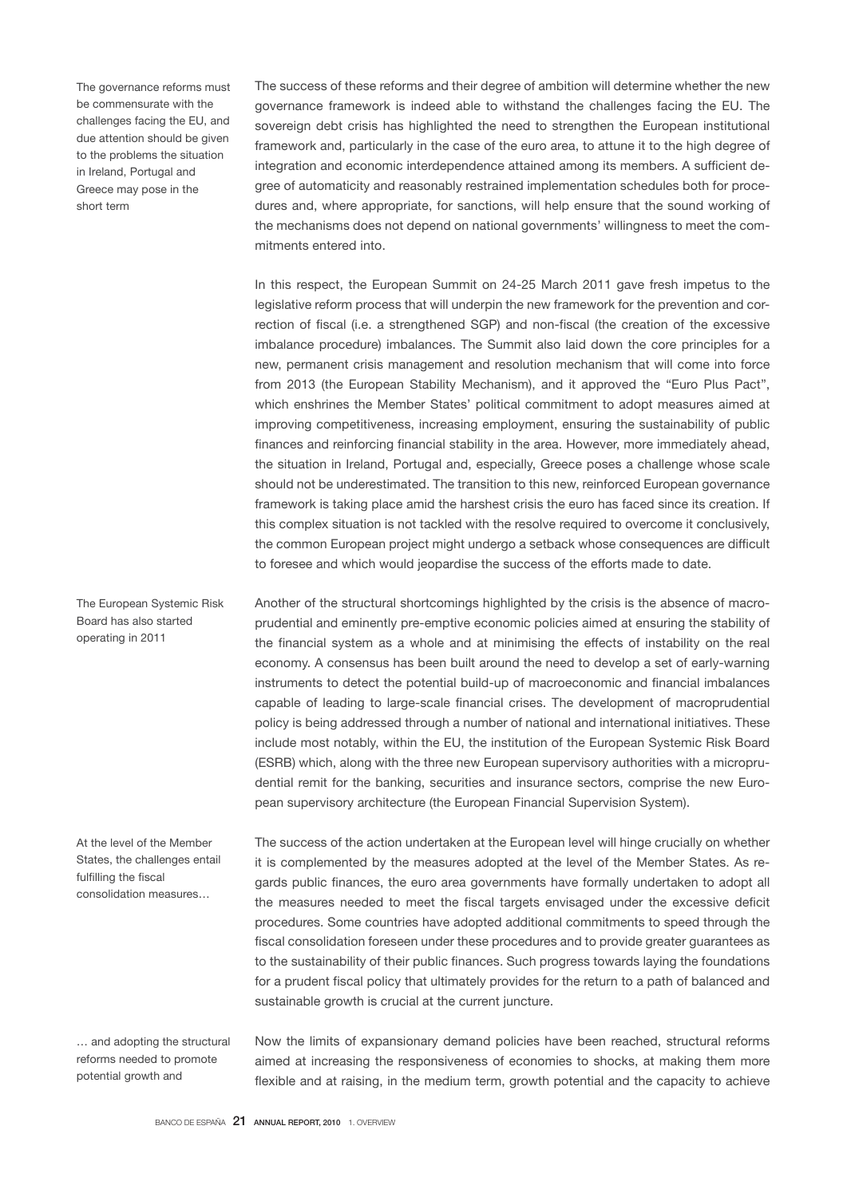The governance reforms must be commensurate with the challenges facing the EU, and due attention should be given to the problems the situation in Ireland, Portugal and Greece may pose in the short term

The success of these reforms and their degree of ambition will determine whether the new governance framework is indeed able to withstand the challenges facing the EU. The sovereign debt crisis has highlighted the need to strengthen the European institutional framework and, particularly in the case of the euro area, to attune it to the high degree of integration and economic interdependence attained among its members. A sufficient degree of automaticity and reasonably restrained implementation schedules both for procedures and, where appropriate, for sanctions, will help ensure that the sound working of the mechanisms does not depend on national governments' willingness to meet the commitments entered into.

In this respect, the European Summit on 24-25 March 2011 gave fresh impetus to the legislative reform process that will underpin the new framework for the prevention and correction of fiscal (i.e. a strengthened SGP) and non-fiscal (the creation of the excessive imbalance procedure) imbalances. The Summit also laid down the core principles for a new, permanent crisis management and resolution mechanism that will come into force from 2013 (the European Stability Mechanism), and it approved the "Euro Plus Pact", which enshrines the Member States' political commitment to adopt measures aimed at improving competitiveness, increasing employment, ensuring the sustainability of public finances and reinforcing financial stability in the area. However, more immediately ahead, the situation in Ireland, Portugal and, especially, Greece poses a challenge whose scale should not be underestimated. The transition to this new, reinforced European governance framework is taking place amid the harshest crisis the euro has faced since its creation. If this complex situation is not tackled with the resolve required to overcome it conclusively, the common European project might undergo a setback whose consequences are difficult to foresee and which would jeopardise the success of the efforts made to date.

The European Systemic Risk Board has also started operating in 2011

Another of the structural shortcomings highlighted by the crisis is the absence of macroprudential and eminently pre-emptive economic policies aimed at ensuring the stability of the financial system as a whole and at minimising the effects of instability on the real economy. A consensus has been built around the need to develop a set of early-warning instruments to detect the potential build-up of macroeconomic and financial imbalances capable of leading to large-scale financial crises. The development of macroprudential policy is being addressed through a number of national and international initiatives. These include most notably, within the EU, the institution of the European Systemic Risk Board (ESRB) which, along with the three new European supervisory authorities with a microprudential remit for the banking, securities and insurance sectors, comprise the new European supervisory architecture (the European Financial Supervision System).

At the level of the Member States, the challenges entail fulfilling the fiscal consolidation measures…

The success of the action undertaken at the European level will hinge crucially on whether it is complemented by the measures adopted at the level of the Member States. As regards public finances, the euro area governments have formally undertaken to adopt all the measures needed to meet the fiscal targets envisaged under the excessive deficit procedures. Some countries have adopted additional commitments to speed through the fiscal consolidation foreseen under these procedures and to provide greater guarantees as to the sustainability of their public finances. Such progress towards laying the foundations for a prudent fiscal policy that ultimately provides for the return to a path of balanced and sustainable growth is crucial at the current juncture.

… and adopting the structural reforms needed to promote potential growth and

Now the limits of expansionary demand policies have been reached, structural reforms aimed at increasing the responsiveness of economies to shocks, at making them more flexible and at raising, in the medium term, growth potential and the capacity to achieve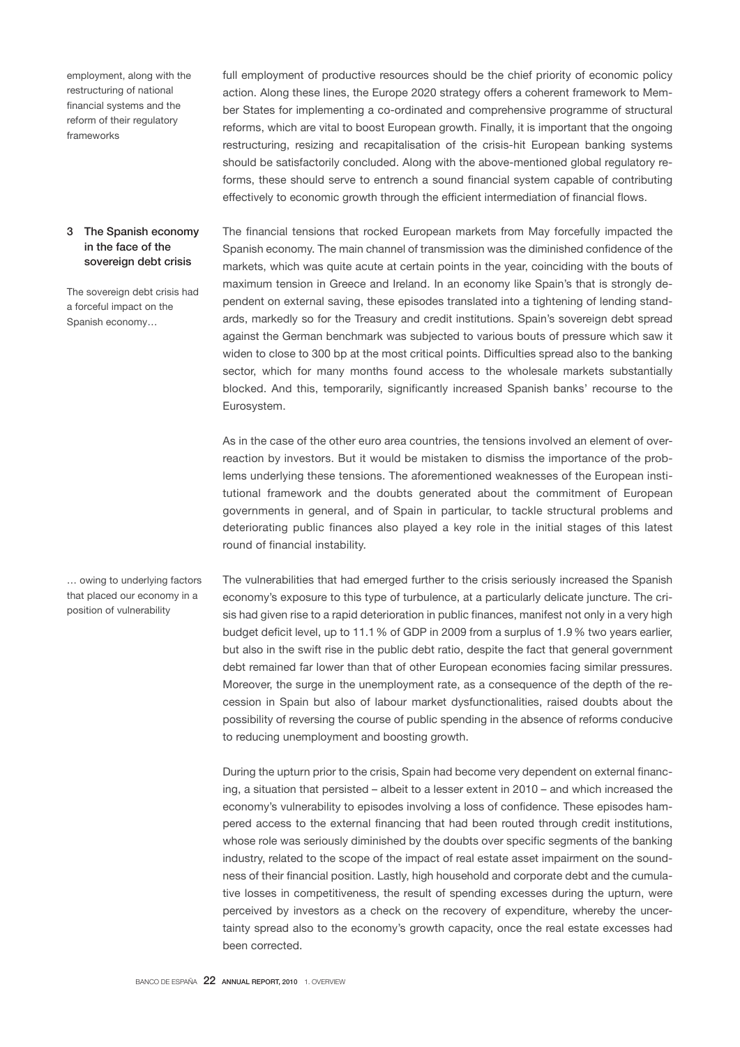employment, along with the restructuring of national financial systems and the reform of their regulatory frameworks

full employment of productive resources should be the chief priority of economic policy action. Along these lines, the Europe 2020 strategy offers a coherent framework to Member States for implementing a co-ordinated and comprehensive programme of structural reforms, which are vital to boost European growth. Finally, it is important that the ongoing restructuring, resizing and recapitalisation of the crisis-hit European banking systems should be satisfactorily concluded. Along with the above-mentioned global regulatory reforms, these should serve to entrench a sound financial system capable of contributing effectively to economic growth through the efficient intermediation of financial flows.

## 3 The Spanish economy in the face of the sovereign debt crisis

The sovereign debt crisis had a forceful impact on the Spanish economy…

The financial tensions that rocked European markets from May forcefully impacted the Spanish economy. The main channel of transmission was the diminished confidence of the markets, which was quite acute at certain points in the year, coinciding with the bouts of maximum tension in Greece and Ireland. In an economy like Spain's that is strongly dependent on external saving, these episodes translated into a tightening of lending standards, markedly so for the Treasury and credit institutions. Spain's sovereign debt spread against the German benchmark was subjected to various bouts of pressure which saw it widen to close to 300 bp at the most critical points. Difficulties spread also to the banking sector, which for many months found access to the wholesale markets substantially blocked. And this, temporarily, significantly increased Spanish banks' recourse to the Eurosystem.

As in the case of the other euro area countries, the tensions involved an element of overreaction by investors. But it would be mistaken to dismiss the importance of the problems underlying these tensions. The aforementioned weaknesses of the European institutional framework and the doubts generated about the commitment of European governments in general, and of Spain in particular, to tackle structural problems and deteriorating public finances also played a key role in the initial stages of this latest round of financial instability.

… owing to underlying factors that placed our economy in a position of vulnerability

The vulnerabilities that had emerged further to the crisis seriously increased the Spanish economy's exposure to this type of turbulence, at a particularly delicate juncture. The crisis had given rise to a rapid deterioration in public finances, manifest not only in a very high budget deficit level, up to 11.1 % of GDP in 2009 from a surplus of 1.9 % two years earlier, but also in the swift rise in the public debt ratio, despite the fact that general government debt remained far lower than that of other European economies facing similar pressures. Moreover, the surge in the unemployment rate, as a consequence of the depth of the recession in Spain but also of labour market dysfunctionalities, raised doubts about the possibility of reversing the course of public spending in the absence of reforms conducive to reducing unemployment and boosting growth.

During the upturn prior to the crisis, Spain had become very dependent on external financing, a situation that persisted – albeit to a lesser extent in 2010 – and which increased the economy's vulnerability to episodes involving a loss of confidence. These episodes hampered access to the external financing that had been routed through credit institutions, whose role was seriously diminished by the doubts over specific segments of the banking industry, related to the scope of the impact of real estate asset impairment on the soundness of their financial position. Lastly, high household and corporate debt and the cumulative losses in competitiveness, the result of spending excesses during the upturn, were perceived by investors as a check on the recovery of expenditure, whereby the uncertainty spread also to the economy's growth capacity, once the real estate excesses had been corrected.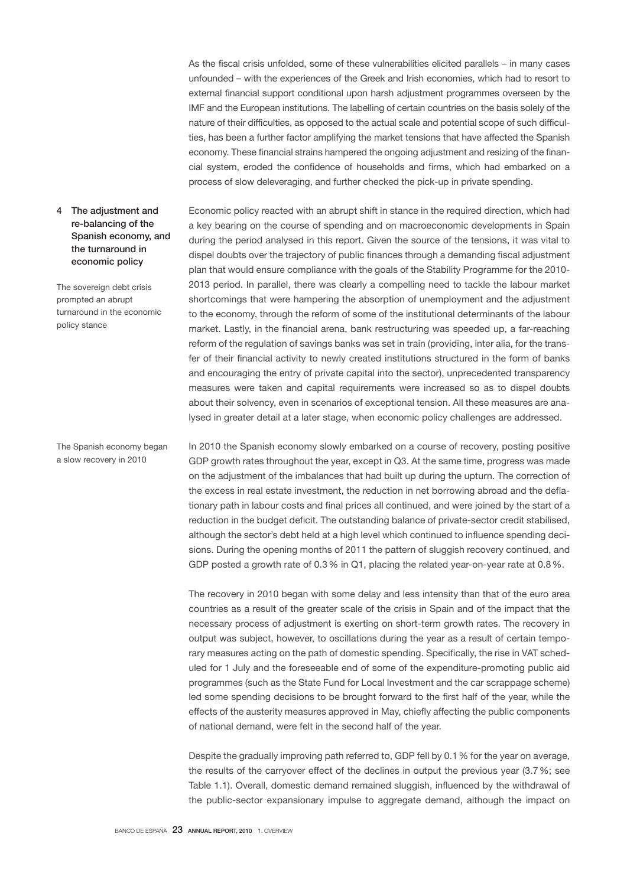As the fiscal crisis unfolded, some of these vulnerabilities elicited parallels – in many cases unfounded – with the experiences of the Greek and Irish economies, which had to resort to external financial support conditional upon harsh adjustment programmes overseen by the IMF and the European institutions. The labelling of certain countries on the basis solely of the nature of their difficulties, as opposed to the actual scale and potential scope of such difficulties, has been a further factor amplifying the market tensions that have affected the Spanish economy. These financial strains hampered the ongoing adjustment and resizing of the financial system, eroded the confidence of households and firms, which had embarked on a process of slow deleveraging, and further checked the pick-up in private spending.

## 4 The adjustment and re-balancing of the Spanish economy, and the turnaround in economic policy

*The sovereign debt crisis prompted an abrupt turnaround in the economic policy stance*

Economic policy reacted with an abrupt shift in stance in the required direction, which had a key bearing on the course of spending and on macroeconomic developments in Spain during the period analysed in this report. Given the source of the tensions, it was vital to dispel doubts over the trajectory of public finances through a demanding fiscal adjustment plan that would ensure compliance with the goals of the Stability Programme for the 2010-2013 period. In parallel, there was clearly a compelling need to tackle the labour market shortcomings that were hampering the absorption of unemployment and the adjustment to the economy, through the reform of some of the institutional determinants of the labour market. Lastly, in the financial arena, bank restructuring was speeded up, a far-reaching reform of the regulation of savings banks was set in train (providing, inter alia, for the transfer of their financial activity to newly created institutions structured in the form of banks and encouraging the entry of private capital into the sector), unprecedented transparency measures were taken and capital requirements were increased so as to dispel doubts about their solvency, even in scenarios of exceptional tension. All these measures are analysed in greater detail at a later stage, when economic policy challenges are addressed.

*The Spanish economy began a slow recovery in 2010*

In 2010 the Spanish economy slowly embarked on a course of recovery, posting positive GDP growth rates throughout the year, except in Q3. At the same time, progress was made on the adjustment of the imbalances that had built up during the upturn. The correction of the excess in real estate investment, the reduction in net borrowing abroad and the deflationary path in labour costs and final prices all continued, and were joined by the start of a reduction in the budget deficit. The outstanding balance of private-sector credit stabilised, although the sector's debt held at a high level which continued to influence spending decisions. During the opening months of 2011 the pattern of sluggish recovery continued, and GDP posted a growth rate of 0.3 % in Q1, placing the related year-on-year rate at 0.8 %.

The recovery in 2010 began with some delay and less intensity than that of the euro area countries as a result of the greater scale of the crisis in Spain and of the impact that the necessary process of adjustment is exerting on short-term growth rates. The recovery in output was subject, however, to oscillations during the year as a result of certain temporary measures acting on the path of domestic spending. Specifically, the rise in VAT scheduled for 1 July and the foreseeable end of some of the expenditure-promoting public aid programmes (such as the State Fund for Local Investment and the car scrappage scheme) led some spending decisions to be brought forward to the first half of the year, while the effects of the austerity measures approved in May, chiefly affecting the public components of national demand, were felt in the second half of the year.

Despite the gradually improving path referred to, GDP fell by 0.1 % for the year on average, the results of the carryover effect of the declines in output the previous year (3.7 %; see Table 1.1). Overall, domestic demand remained sluggish, influenced by the withdrawal of the public-sector expansionary impulse to aggregate demand, although the impact on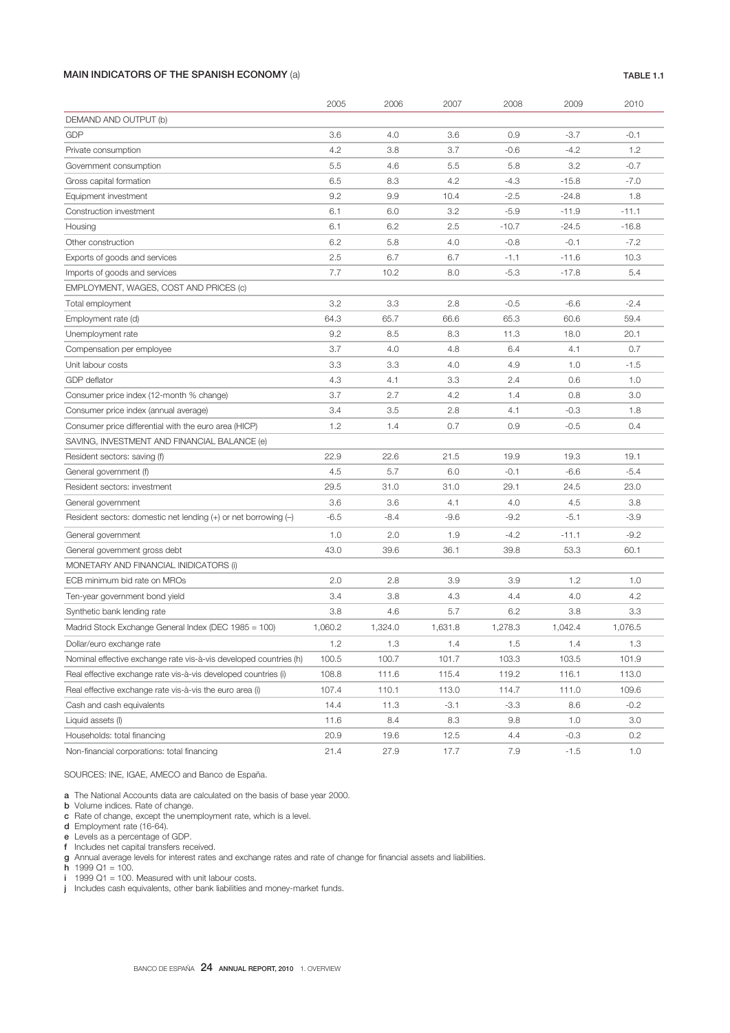**MAIN INDICATORS OF THE SPANISH ECONOMY** (a) **TABLE 1.1**

| | 2005 | 2006 | 2007 | 2008 | 2009 | 2010 |
|---|---|---|---|---|---|---|
| DEMAND AND OUTPUT (b) | | | | | | |
| GDP | 3.6 | 4.0 | 3.6 | 0.9 | -3.7 | -0.1 |
| Private consumption | 4.2 | 3.8 | 3.7 | -0.6 | -4.2 | 1.2 |
| Government consumption | 5.5 | 4.6 | 5.5 | 5.8 | 3.2 | -0.7 |
| Gross capital formation | 6.5 | 8.3 | 4.2 | -4.3 | -15.8 | -7.0 |
| Equipment investment | 9.2 | 9.9 | 10.4 | -2.5 | -24.8 | 1.8 |
| Construction investment | 6.1 | 6.0 | 3.2 | -5.9 | -11.9 | -11.1 |
| Housing | 6.1 | 6.2 | 2.5 | -10.7 | -24.5 | -16.8 |
| Other construction | 6.2 | 5.8 | 4.0 | -0.8 | -0.1 | -7.2 |
| Exports of goods and services | 2.5 | 6.7 | 6.7 | -1.1 | -11.6 | 10.3 |
| Imports of goods and services | 7.7 | 10.2 | 8.0 | -5.3 | -17.8 | 5.4 |
| EMPLOYMENT, WAGES, COST AND PRICES (c) | | | | | | |
| Total employment | 3.2 | 3.3 | 2.8 | -0.5 | -6.6 | -2.4 |
| Employment rate (d) | 64.3 | 65.7 | 66.6 | 65.3 | 60.6 | 59.4 |
| Unemployment rate | 9.2 | 8.5 | 8.3 | 11.3 | 18.0 | 20.1 |
| Compensation per employee | 3.7 | 4.0 | 4.8 | 6.4 | 4.1 | 0.7 |
| Unit labour costs | 3.3 | 3.3 | 4.0 | 4.9 | 1.0 | -1.5 |
| GDP deflator | 4.3 | 4.1 | 3.3 | 2.4 | 0.6 | 1.0 |
| Consumer price index (12-month % change) | 3.7 | 2.7 | 4.2 | 1.4 | 0.8 | 3.0 |
| Consumer price index (annual average) | 3.4 | 3.5 | 2.8 | 4.1 | -0.3 | 1.8 |
| Consumer price differential with the euro area (HICP) | 1.2 | 1.4 | 0.7 | 0.9 | -0.5 | 0.4 |
| SAVING, INVESTMENT AND FINANCIAL BALANCE (e) | | | | | | |
| Resident sectors: saving (f) | 22.9 | 22.6 | 21.5 | 19.9 | 19.3 | 19.1 |
| General government (f) | 4.5 | 5.7 | 6.0 | -0.1 | -6.6 | -5.4 |
| Resident sectors: investment | 29.5 | 31.0 | 31.0 | 29.1 | 24.5 | 23.0 |
| General government | 3.6 | 3.6 | 4.1 | 4.0 | 4.5 | 3.8 |
| Resident sectors: domestic net lending (+) or net borrowing (–) | -6.5 | -8.4 | -9.6 | -9.2 | -5.1 | -3.9 |
| General government | 1.0 | 2.0 | 1.9 | -4.2 | -11.1 | -9.2 |
| General government gross debt | 43.0 | 39.6 | 36.1 | 39.8 | 53.3 | 60.1 |
| MONETARY AND FINANCIAL INIDICATORS (i) | | | | | | |
| ECB minimum bid rate on MROs | 2.0 | 2.8 | 3.9 | 3.9 | 1.2 | 1.0 |
| Ten-year government bond yield | 3.4 | 3.8 | 4.3 | 4.4 | 4.0 | 4.2 |
| Synthetic bank lending rate | 3.8 | 4.6 | 5.7 | 6.2 | 3.8 | 3.3 |
| Madrid Stock Exchange General Index (DEC 1985 = 100) | 1,060.2 | 1,324.0 | 1,631.8 | 1,278.3 | 1,042.4 | 1,076.5 |
| Dollar/euro exchange rate | 1.2 | 1.3 | 1.4 | 1.5 | 1.4 | 1.3 |
| Nominal effective exchange rate vis-à-vis developed countries (h) | 100.5 | 100.7 | 101.7 | 103.3 | 103.5 | 101.9 |
| Real effective exchange rate vis-à-vis developed countries (i) | 108.8 | 111.6 | 115.4 | 119.2 | 116.1 | 113.0 |
| Real effective exchange rate vis-à-vis the euro area (i) | 107.4 | 110.1 | 113.0 | 114.7 | 111.0 | 109.6 |
| Cash and cash equivalents | 14.4 | 11.3 | -3.1 | -3.3 | 8.6 | -0.2 |
| Liquid assets (l) | 11.6 | 8.4 | 8.3 | 9.8 | 1.0 | 3.0 |
| Households: total financing | 20.9 | 19.6 | 12.5 | 4.4 | -0.3 | 0.2 |
| Non-financial corporations: total financing | 21.4 | 27.9 | 17.7 | 7.9 | -1.5 | 1.0 |

SOURCES: INE, IGAE, AMECO and Banco de España.

**a** The National Accounts data are calculated on the basis of base year 2000.
**b** Volume indices. Rate of change.
**c** Rate of change, except the unemployment rate, which is a level.
**d** Employment rate (16-64).
**e** Levels as a percentage of GDP.
**f** Includes net capital transfers received.
**g** Annual average levels for interest rates and exchange rates and rate of change for financial assets and liabilities.
**h** 1999 Q1 = 100.
**i** 1999 Q1 = 100. Measured with unit labour costs.
**j** Includes cash equivalents, other bank liabilities and money-market funds.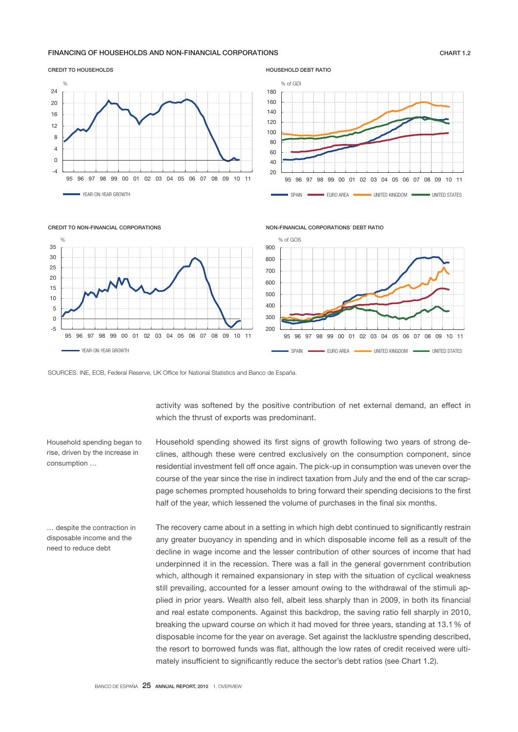FINANCING OF HOUSEHOLDS AND NON-FINANCIAL CORPORATIONS

CHART 1.2

CREDIT TO HOUSEHOLDS

HOUSEHOLD DEBT RATIO

CREDIT TO NON-FINANCIAL CORPORATIONS

NON-FINANCIAL CORPORATIONS´ DEBT RATIO

SOURCES: INE, ECB, Federal Reserve, UK Office for National Statistics and Banco de España.

activity was softened by the positive contribution of net external demand, an effect in which the thrust of exports was predominant.

*Household spending began to rise, driven by the increase in consumption …*

Household spending showed its first signs of growth following two years of strong declines, although these were centred exclusively on the consumption component, since residential investment fell off once again. The pick-up in consumption was uneven over the course of the year since the rise in indirect taxation from July and the end of the car scrappage schemes prompted households to bring forward their spending decisions to the first half of the year, which lessened the volume of purchases in the final six months.

*… despite the contraction in disposable income and the need to reduce debt*

The recovery came about in a setting in which high debt continued to significantly restrain any greater buoyancy in spending and in which disposable income fell as a result of the decline in wage income and the lesser contribution of other sources of income that had underpinned it in the recession. There was a fall in the general government contribution which, although it remained expansionary in step with the situation of cyclical weakness still prevailing, accounted for a lesser amount owing to the withdrawal of the stimuli applied in prior years. Wealth also fell, albeit less sharply than in 2009, in both its financial and real estate components. Against this backdrop, the saving ratio fell sharply in 2010, breaking the upward course on which it had moved for three years, standing at 13.1 % of disposable income for the year on average. Set against the lacklustre spending described, the resort to borrowed funds was flat, although the low rates of credit received were ultimately insufficient to significantly reduce the sector's debt ratios (see Chart 1.2).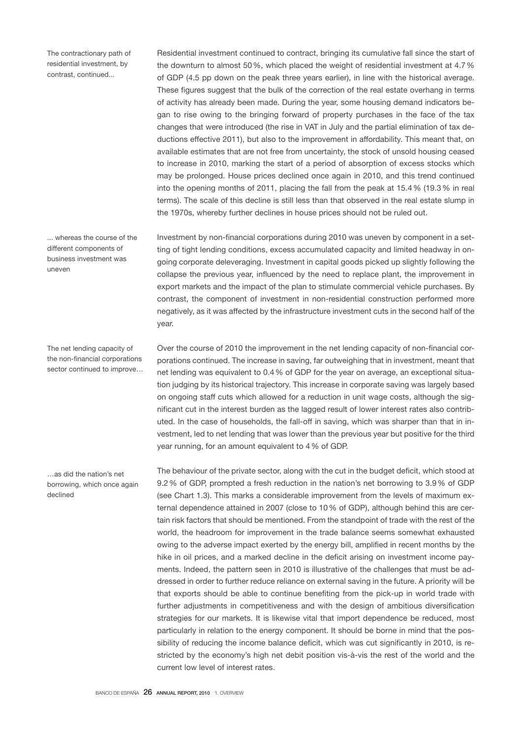*The contractionary path of residential investment, by contrast, continued...*

Residential investment continued to contract, bringing its cumulative fall since the start of the downturn to almost 50 %, which placed the weight of residential investment at 4.7 % of GDP (4.5 pp down on the peak three years earlier), in line with the historical average. These figures suggest that the bulk of the correction of the real estate overhang in terms of activity has already been made. During the year, some housing demand indicators began to rise owing to the bringing forward of property purchases in the face of the tax changes that were introduced (the rise in VAT in July and the partial elimination of tax deductions effective 2011), but also to the improvement in affordability. This meant that, on available estimates that are not free from uncertainty, the stock of unsold housing ceased to increase in 2010, marking the start of a period of absorption of excess stocks which may be prolonged. House prices declined once again in 2010, and this trend continued into the opening months of 2011, placing the fall from the peak at 15.4 % (19.3 % in real terms). The scale of this decline is still less than that observed in the real estate slump in the 1970s, whereby further declines in house prices should not be ruled out.

*... whereas the course of the different components of business investment was uneven*

Investment by non-financial corporations during 2010 was uneven by component in a setting of tight lending conditions, excess accumulated capacity and limited headway in ongoing corporate deleveraging. Investment in capital goods picked up slightly following the collapse the previous year, influenced by the need to replace plant, the improvement in export markets and the impact of the plan to stimulate commercial vehicle purchases. By contrast, the component of investment in non-residential construction performed more negatively, as it was affected by the infrastructure investment cuts in the second half of the year.

*The net lending capacity of the non-financial corporations sector continued to improve…*

Over the course of 2010 the improvement in the net lending capacity of non-financial corporations continued. The increase in saving, far outweighing that in investment, meant that net lending was equivalent to 0.4 % of GDP for the year on average, an exceptional situation judging by its historical trajectory. This increase in corporate saving was largely based on ongoing staff cuts which allowed for a reduction in unit wage costs, although the significant cut in the interest burden as the lagged result of lower interest rates also contributed. In the case of households, the fall-off in saving, which was sharper than that in investment, led to net lending that was lower than the previous year but positive for the third year running, for an amount equivalent to 4 % of GDP.

*…as did the nation's net borrowing, which once again declined*

The behaviour of the private sector, along with the cut in the budget deficit, which stood at 9.2 % of GDP, prompted a fresh reduction in the nation's net borrowing to 3.9 % of GDP (see Chart 1.3). This marks a considerable improvement from the levels of maximum external dependence attained in 2007 (close to 10 % of GDP), although behind this are certain risk factors that should be mentioned. From the standpoint of trade with the rest of the world, the headroom for improvement in the trade balance seems somewhat exhausted owing to the adverse impact exerted by the energy bill, amplified in recent months by the hike in oil prices, and a marked decline in the deficit arising on investment income payments. Indeed, the pattern seen in 2010 is illustrative of the challenges that must be addressed in order to further reduce reliance on external saving in the future. A priority will be that exports should be able to continue benefiting from the pick-up in world trade with further adjustments in competitiveness and with the design of ambitious diversification strategies for our markets. It is likewise vital that import dependence be reduced, most particularly in relation to the energy component. It should be borne in mind that the possibility of reducing the income balance deficit, which was cut significantly in 2010, is restricted by the economy's high net debit position vis-à-vis the rest of the world and the current low level of interest rates.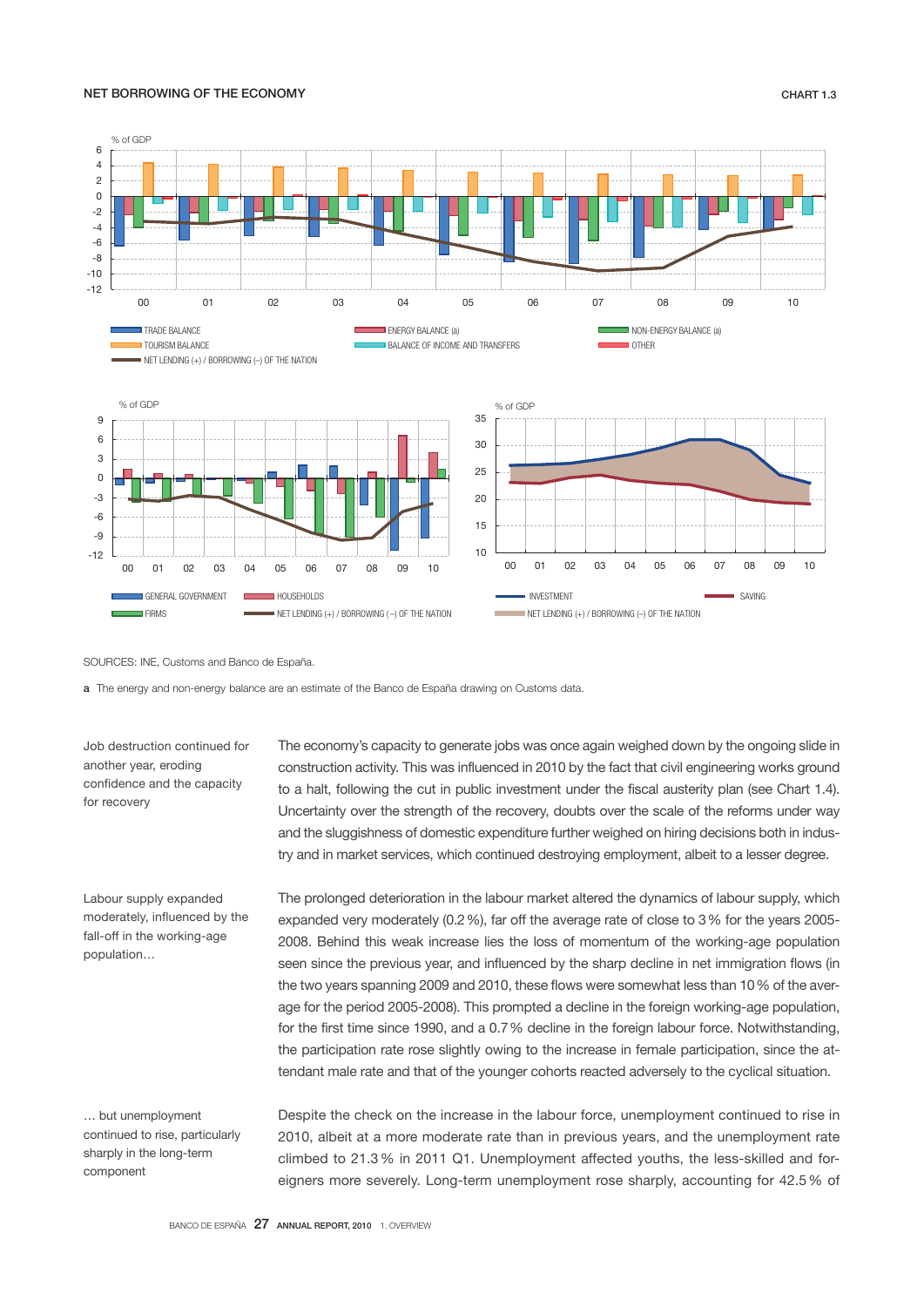NET BORROWING OF THE ECONOMY

CHART 1.3

SOURCES: INE, Customs and Banco de España.

**a** The energy and non-energy balance are an estimate of the Banco de España drawing on Customs data.

*Job destruction continued for another year, eroding confidence and the capacity for recovery*

The economy's capacity to generate jobs was once again weighed down by the ongoing slide in construction activity. This was influenced in 2010 by the fact that civil engineering works ground to a halt, following the cut in public investment under the fiscal austerity plan (see Chart 1.4). Uncertainty over the strength of the recovery, doubts over the scale of the reforms under way and the sluggishness of domestic expenditure further weighed on hiring decisions both in industry and in market services, which continued destroying employment, albeit to a lesser degree.

*Labour supply expanded moderately, influenced by the fall-off in the working-age population…*

The prolonged deterioration in the labour market altered the dynamics of labour supply, which expanded very moderately (0.2 %), far off the average rate of close to 3 % for the years 2005-2008. Behind this weak increase lies the loss of momentum of the working-age population seen since the previous year, and influenced by the sharp decline in net immigration flows (in the two years spanning 2009 and 2010, these flows were somewhat less than 10 % of the average for the period 2005-2008). This prompted a decline in the foreign working-age population, for the first time since 1990, and a 0.7 % decline in the foreign labour force. Notwithstanding, the participation rate rose slightly owing to the increase in female participation, since the attendant male rate and that of the younger cohorts reacted adversely to the cyclical situation.

*… but unemployment continued to rise, particularly sharply in the long-term component*

Despite the check on the increase in the labour force, unemployment continued to rise in 2010, albeit at a more moderate rate than in previous years, and the unemployment rate climbed to 21.3 % in 2011 Q1. Unemployment affected youths, the less-skilled and foreigners more severely. Long-term unemployment rose sharply, accounting for 42.5 % of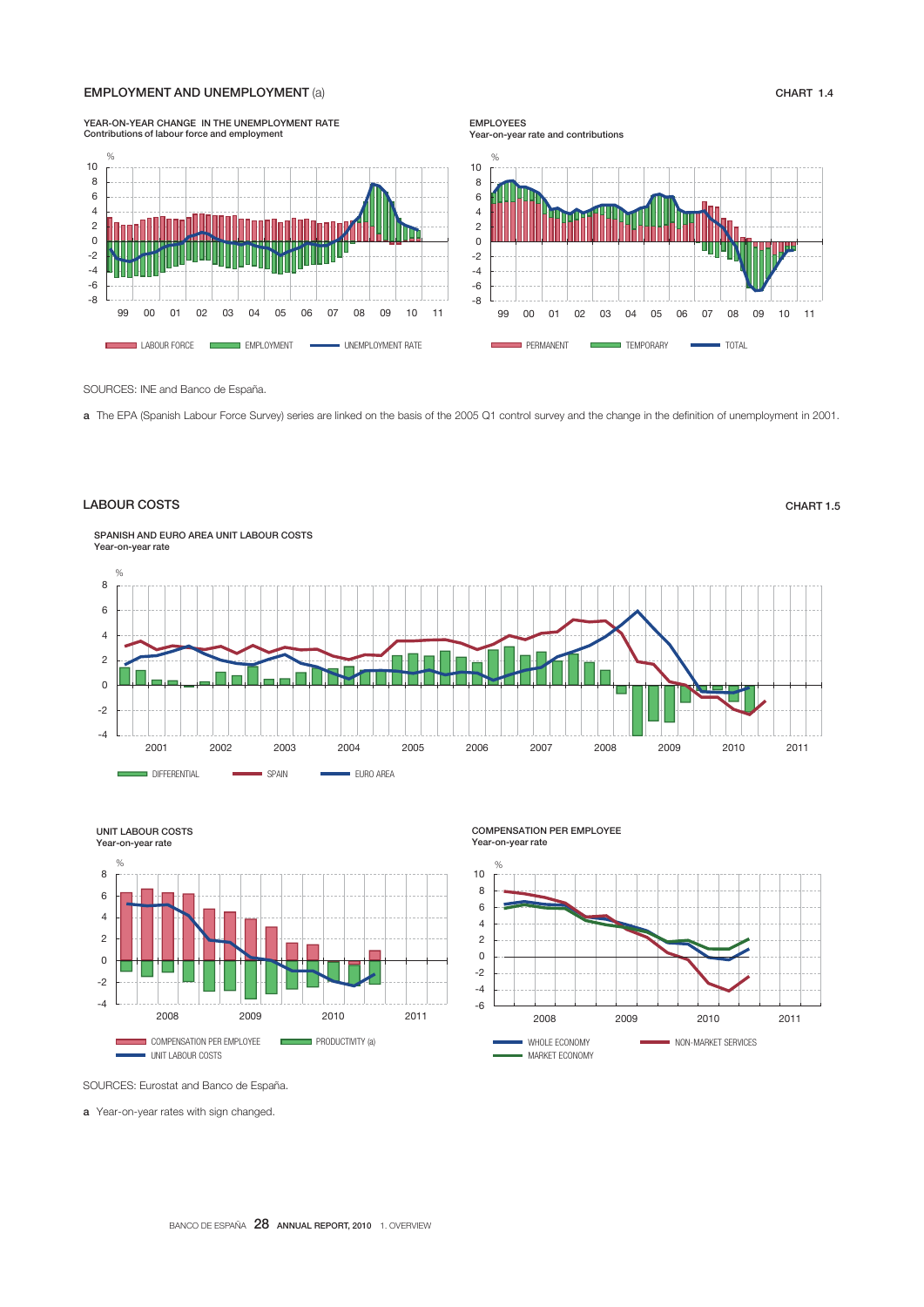## EMPLOYMENT AND UNEMPLOYMENT (a)

CHART 1.4

YEAR-ON-YEAR CHANGE IN THE UNEMPLOYMENT RATE
Contributions of labour force and employment

EMPLOYEES
Year-on-year rate and contributions

SOURCES: INE and Banco de España.

a The EPA (Spanish Labour Force Survey) series are linked on the basis of the 2005 Q1 control survey and the change in the definition of unemployment in 2001.

## LABOUR COSTS

CHART 1.5

SPANISH AND EURO AREA UNIT LABOUR COSTS
Year-on-year rate

UNIT LABOUR COSTS
Year-on-year rate

COMPENSATION PER EMPLOYEE
Year-on-year rate

SOURCES: Eurostat and Banco de España.

a Year-on-year rates with sign changed.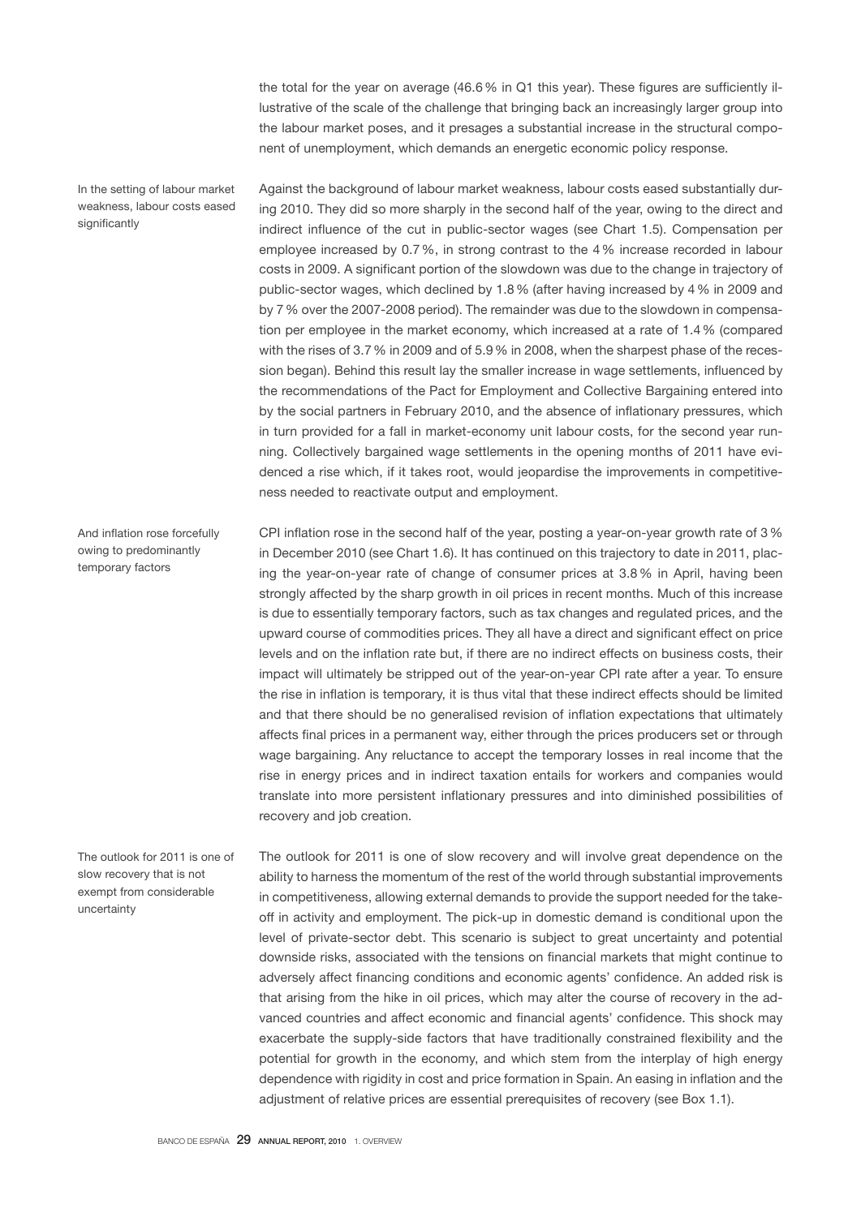the total for the year on average (46.6 % in Q1 this year). These figures are sufficiently illustrative of the scale of the challenge that bringing back an increasingly larger group into the labour market poses, and it presages a substantial increase in the structural component of unemployment, which demands an energetic economic policy response.

**In the setting of labour market weakness, labour costs eased significantly**

Against the background of labour market weakness, labour costs eased substantially during 2010. They did so more sharply in the second half of the year, owing to the direct and indirect influence of the cut in public-sector wages (see Chart 1.5). Compensation per employee increased by 0.7 %, in strong contrast to the 4 % increase recorded in labour costs in 2009. A significant portion of the slowdown was due to the change in trajectory of public-sector wages, which declined by 1.8 % (after having increased by 4 % in 2009 and by 7 % over the 2007-2008 period). The remainder was due to the slowdown in compensation per employee in the market economy, which increased at a rate of 1.4 % (compared with the rises of 3.7 % in 2009 and of 5.9 % in 2008, when the sharpest phase of the recession began). Behind this result lay the smaller increase in wage settlements, influenced by the recommendations of the Pact for Employment and Collective Bargaining entered into by the social partners in February 2010, and the absence of inflationary pressures, which in turn provided for a fall in market-economy unit labour costs, for the second year running. Collectively bargained wage settlements in the opening months of 2011 have evidenced a rise which, if it takes root, would jeopardise the improvements in competitiveness needed to reactivate output and employment.

**And inflation rose forcefully owing to predominantly temporary factors**

CPI inflation rose in the second half of the year, posting a year-on-year growth rate of 3 % in December 2010 (see Chart 1.6). It has continued on this trajectory to date in 2011, placing the year-on-year rate of change of consumer prices at 3.8 % in April, having been strongly affected by the sharp growth in oil prices in recent months. Much of this increase is due to essentially temporary factors, such as tax changes and regulated prices, and the upward course of commodities prices. They all have a direct and significant effect on price levels and on the inflation rate but, if there are no indirect effects on business costs, their impact will ultimately be stripped out of the year-on-year CPI rate after a year. To ensure the rise in inflation is temporary, it is thus vital that these indirect effects should be limited and that there should be no generalised revision of inflation expectations that ultimately affects final prices in a permanent way, either through the prices producers set or through wage bargaining. Any reluctance to accept the temporary losses in real income that the rise in energy prices and in indirect taxation entails for workers and companies would translate into more persistent inflationary pressures and into diminished possibilities of recovery and job creation.

**The outlook for 2011 is one of slow recovery that is not exempt from considerable uncertainty**

The outlook for 2011 is one of slow recovery and will involve great dependence on the ability to harness the momentum of the rest of the world through substantial improvements in competitiveness, allowing external demands to provide the support needed for the take-off in activity and employment. The pick-up in domestic demand is conditional upon the level of private-sector debt. This scenario is subject to great uncertainty and potential downside risks, associated with the tensions on financial markets that might continue to adversely affect financing conditions and economic agents' confidence. An added risk is that arising from the hike in oil prices, which may alter the course of recovery in the advanced countries and affect economic and financial agents' confidence. This shock may exacerbate the supply-side factors that have traditionally constrained flexibility and the potential for growth in the economy, and which stem from the interplay of high energy dependence with rigidity in cost and price formation in Spain. An easing in inflation and the adjustment of relative prices are essential prerequisites of recovery (see Box 1.1).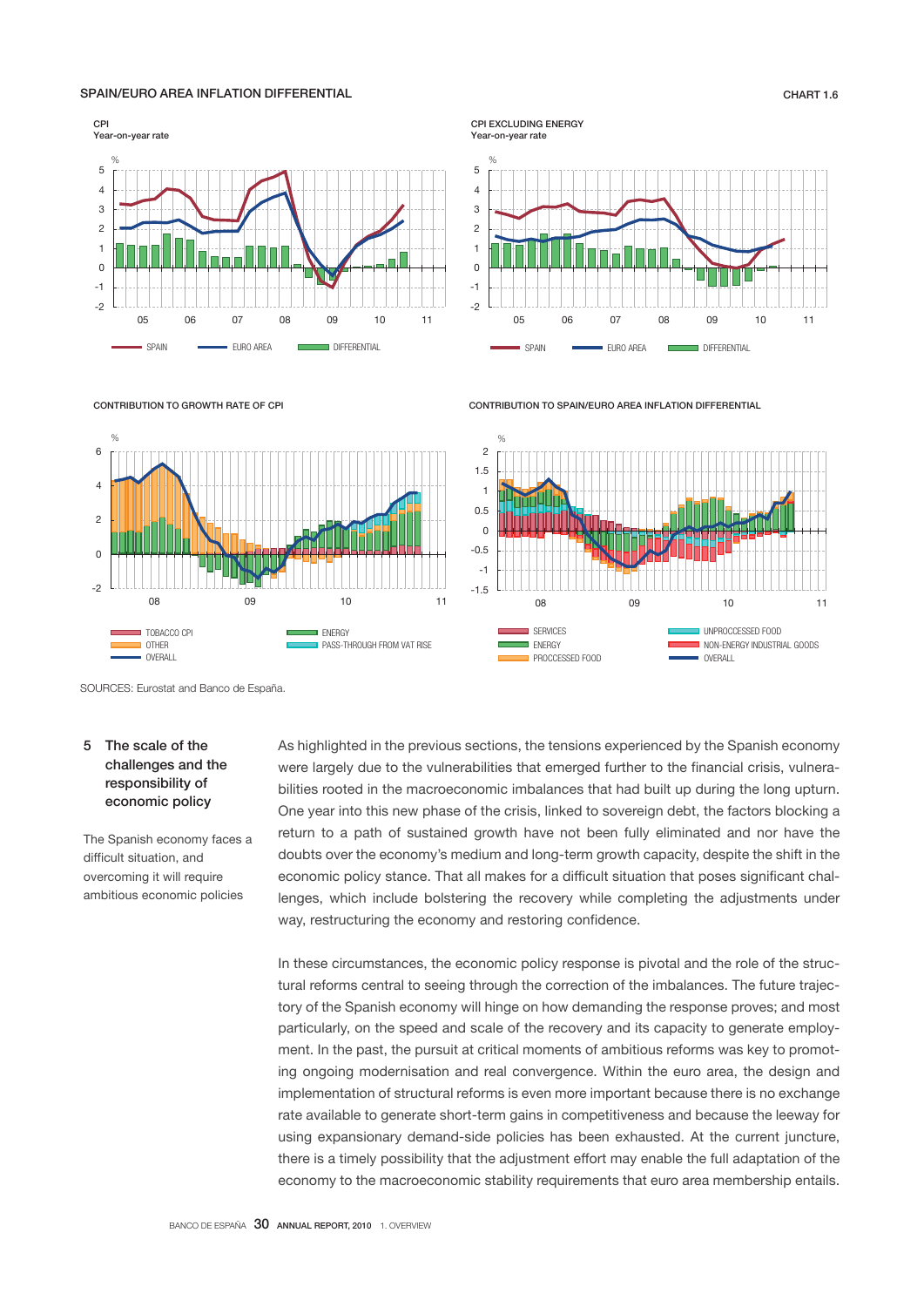SPAIN/EURO AREA INFLATION DIFFERENTIAL

CHART 1.6

SOURCES: Eurostat and Banco de España.

## 5 The scale of the challenges and the responsibility of economic policy

The Spanish economy faces a difficult situation, and overcoming it will require ambitious economic policies

As highlighted in the previous sections, the tensions experienced by the Spanish economy were largely due to the vulnerabilities that emerged further to the financial crisis, vulnerabilities rooted in the macroeconomic imbalances that had built up during the long upturn. One year into this new phase of the crisis, linked to sovereign debt, the factors blocking a return to a path of sustained growth have not been fully eliminated and nor have the doubts over the economy's medium and long-term growth capacity, despite the shift in the economic policy stance. That all makes for a difficult situation that poses significant challenges, which include bolstering the recovery while completing the adjustments under way, restructuring the economy and restoring confidence.

In these circumstances, the economic policy response is pivotal and the role of the structural reforms central to seeing through the correction of the imbalances. The future trajectory of the Spanish economy will hinge on how demanding the response proves; and most particularly, on the speed and scale of the recovery and its capacity to generate employment. In the past, the pursuit at critical moments of ambitious reforms was key to promoting ongoing modernisation and real convergence. Within the euro area, the design and implementation of structural reforms is even more important because there is no exchange rate available to generate short-term gains in competitiveness and because the leeway for using expansionary demand-side policies has been exhausted. At the current juncture, there is a timely possibility that the adjustment effort may enable the full adaptation of the economy to the macroeconomic stability requirements that euro area membership entails.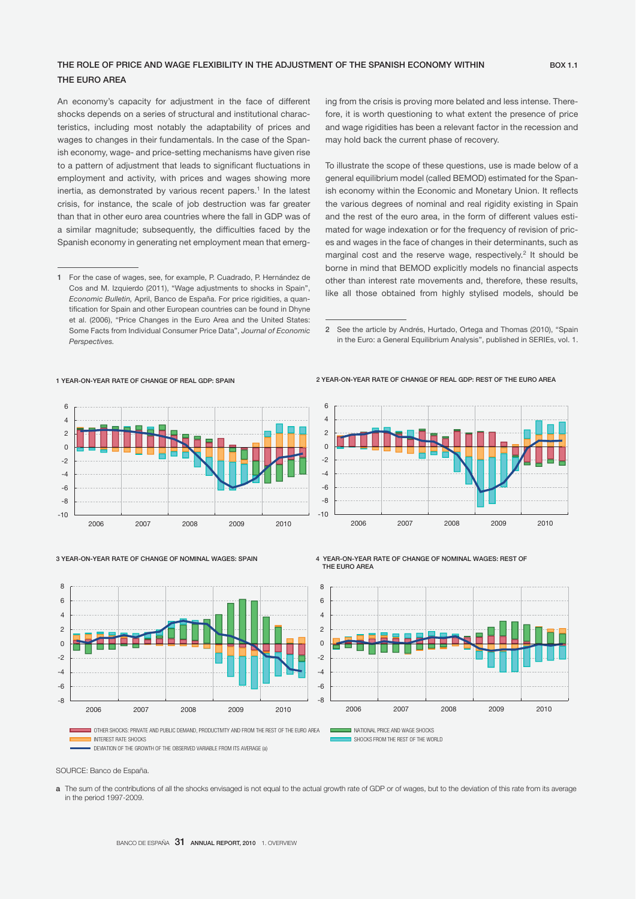## THE ROLE OF PRICE AND WAGE FLEXIBILITY IN THE ADJUSTMENT OF THE SPANISH ECONOMY WITHIN THE EURO AREA

BOX 1.1

An economy's capacity for adjustment in the face of different shocks depends on a series of structural and institutional characteristics, including most notably the adaptability of prices and wages to changes in their fundamentals. In the case of the Spanish economy, wage- and price-setting mechanisms have given rise to a pattern of adjustment that leads to significant fluctuations in employment and activity, with prices and wages showing more inertia, as demonstrated by various recent papers.[1] In the latest crisis, for instance, the scale of job destruction was far greater than that in other euro area countries where the fall in GDP was of a similar magnitude; subsequently, the difficulties faced by the Spanish economy in generating net employment mean that emerging from the crisis is proving more belated and less intense. Therefore, it is worth questioning to what extent the presence of price and wage rigidities has been a relevant factor in the recession and may hold back the current phase of recovery.

To illustrate the scope of these questions, use is made below of a general equilibrium model (called BEMOD) estimated for the Spanish economy within the Economic and Monetary Union. It reflects the various degrees of nominal and real rigidity existing in Spain and the rest of the euro area, in the form of different values estimated for wage indexation or for the frequency of revision of prices and wages in the face of changes in their determinants, such as marginal cost and the reserve wage, respectively.[2] It should be borne in mind that BEMOD explicitly models no financial aspects other than interest rate movements and, therefore, these results, like all those obtained from highly stylised models, should be

1 For the case of wages, see, for example, P. Cuadrado, P. Hernández de Cos and M. Izquierdo (2011), "Wage adjustments to shocks in Spain", *Economic Bulletin,* April, Banco de España. For price rigidities, a quantification for Spain and other European countries can be found in Dhyne et al. (2006), "Price Changes in the Euro Area and the United States: Some Facts from Individual Consumer Price Data", *Journal of Economic Perspectives.*

2 See the article by Andrés, Hurtado, Ortega and Thomas (2010), "Spain in the Euro: a General Equilibrium Analysis", published in SERIEs, vol. 1.

1 YEAR-ON-YEAR RATE OF CHANGE OF REAL GDP: SPAIN

2 YEAR-ON-YEAR RATE OF CHANGE OF REAL GDP: REST OF THE EURO AREA

3 YEAR-ON-YEAR RATE OF CHANGE OF NOMINAL WAGES: SPAIN

4 YEAR-ON-YEAR RATE OF CHANGE OF NOMINAL WAGES: REST OF THE EURO AREA

OTHER SHOCKS: PRIVATE AND PUBLIC DEMAND, PRODUCTIVITY AND FROM THE REST OF THE EURO AREA
INTEREST RATE SHOCKS
DEVIATION OF THE GROWTH OF THE OBSERVED VARIABLE FROM ITS AVERAGE (a)
NATIONAL PRICE AND WAGE SHOCKS
SHOCKS FROM THE REST OF THE WORLD

SOURCE: Banco de España.

a The sum of the contributions of all the shocks envisaged is not equal to the actual growth rate of GDP or of wages, but to the deviation of this rate from its average in the period 1997-2009.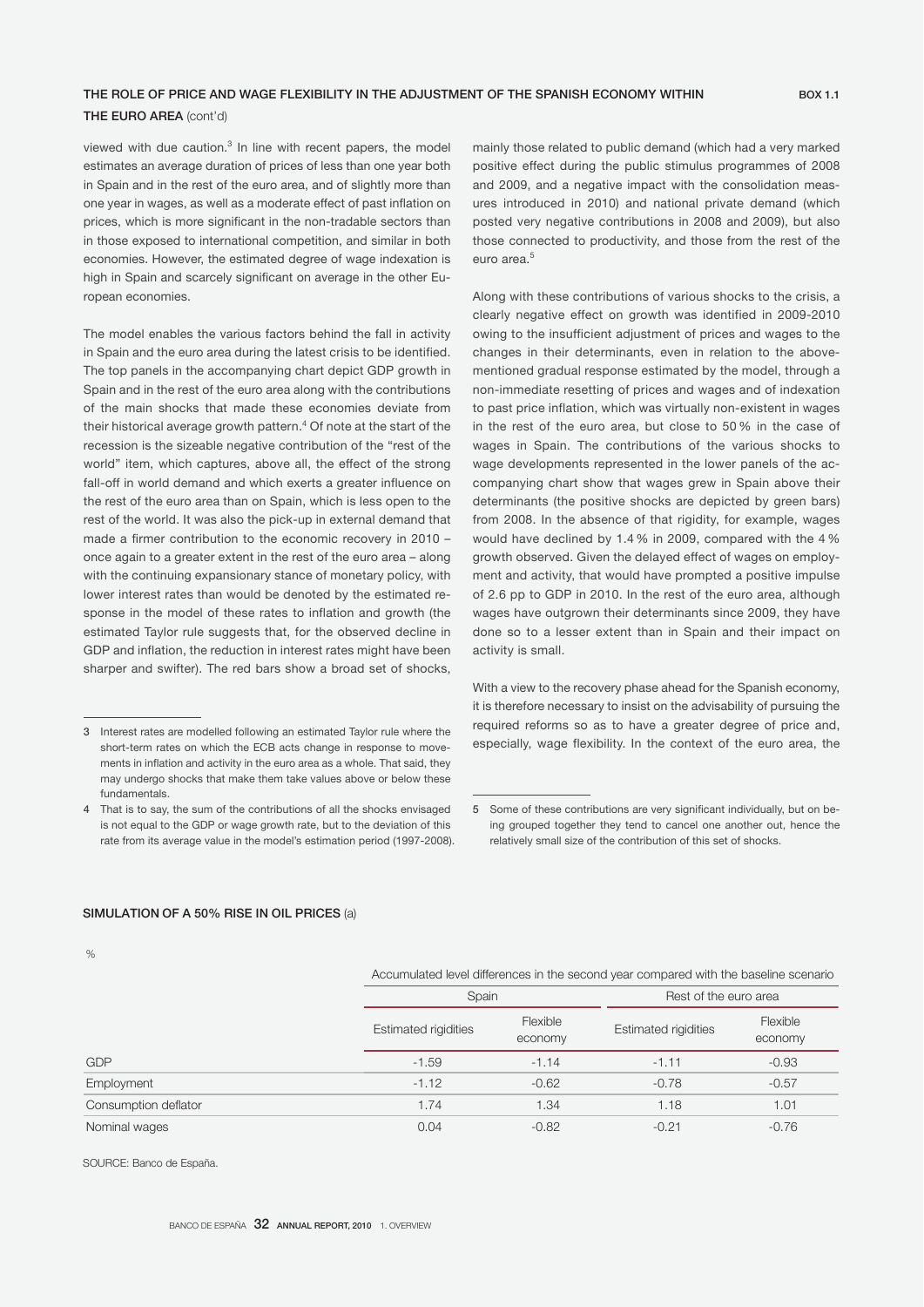## THE ROLE OF PRICE AND WAGE FLEXIBILITY IN THE ADJUSTMENT OF THE SPANISH ECONOMY WITHIN THE EURO AREA (cont'd)

viewed with due caution.[3] In line with recent papers, the model estimates an average duration of prices of less than one year both in Spain and in the rest of the euro area, and of slightly more than one year in wages, as well as a moderate effect of past inflation on prices, which is more significant in the non-tradable sectors than in those exposed to international competition, and similar in both economies. However, the estimated degree of wage indexation is high in Spain and scarcely significant on average in the other European economies.

The model enables the various factors behind the fall in activity in Spain and the euro area during the latest crisis to be identified. The top panels in the accompanying chart depict GDP growth in Spain and in the rest of the euro area along with the contributions of the main shocks that made these economies deviate from their historical average growth pattern.[4] Of note at the start of the recession is the sizeable negative contribution of the "rest of the world" item, which captures, above all, the effect of the strong fall-off in world demand and which exerts a greater influence on the rest of the euro area than on Spain, which is less open to the rest of the world. It was also the pick-up in external demand that made a firmer contribution to the economic recovery in 2010 – once again to a greater extent in the rest of the euro area – along with the continuing expansionary stance of monetary policy, with lower interest rates than would be denoted by the estimated response in the model of these rates to inflation and growth (the estimated Taylor rule suggests that, for the observed decline in GDP and inflation, the reduction in interest rates might have been sharper and swifter). The red bars show a broad set of shocks, mainly those related to public demand (which had a very marked positive effect during the public stimulus programmes of 2008 and 2009, and a negative impact with the consolidation measures introduced in 2010) and national private demand (which posted very negative contributions in 2008 and 2009), but also those connected to productivity, and those from the rest of the euro area.[5]

Along with these contributions of various shocks to the crisis, a clearly negative effect on growth was identified in 2009-2010 owing to the insufficient adjustment of prices and wages to the changes in their determinants, even in relation to the above-mentioned gradual response estimated by the model, through a non-immediate resetting of prices and wages and of indexation to past price inflation, which was virtually non-existent in wages in the rest of the euro area, but close to 50 % in the case of wages in Spain. The contributions of the various shocks to wage developments represented in the lower panels of the accompanying chart show that wages grew in Spain above their determinants (the positive shocks are depicted by green bars) from 2008. In the absence of that rigidity, for example, wages would have declined by 1.4 % in 2009, compared with the 4 % growth observed. Given the delayed effect of wages on employment and activity, that would have prompted a positive impulse of 2.6 pp to GDP in 2010. In the rest of the euro area, although wages have outgrown their determinants since 2009, they have done so to a lesser extent than in Spain and their impact on activity is small.

With a view to the recovery phase ahead for the Spanish economy, it is therefore necessary to insist on the advisability of pursuing the required reforms so as to have a greater degree of price and, especially, wage flexibility. In the context of the euro area, the

3 Interest rates are modelled following an estimated Taylor rule where the short-term rates on which the ECB acts change in response to movements in inflation and activity in the euro area as a whole. That said, they may undergo shocks that make them take values above or below these fundamentals.

4 That is to say, the sum of the contributions of all the shocks envisaged is not equal to the GDP or wage growth rate, but to the deviation of this rate from its average value in the model's estimation period (1997-2008).

5 Some of these contributions are very significant individually, but on being grouped together they tend to cancel one another out, hence the relatively small size of the contribution of this set of shocks.

**SIMULATION OF A 50% RISE IN OIL PRICES** (a)

%

| | Accumulated level differences in the second year compared with the baseline scenario | | | |
|---|---|---|---|---|
| | Spain | | Rest of the euro area | |
| | Estimated rigidities | Flexible economy | Estimated rigidities | Flexible economy |
| GDP | -1.59 | -1.14 | -1.11 | -0.93 |
| Employment | -1.12 | -0.62 | -0.78 | -0.57 |
| Consumption deflator | 1.74 | 1.34 | 1.18 | 1.01 |
| Nominal wages | 0.04 | -0.82 | -0.21 | -0.76 |

SOURCE: Banco de España.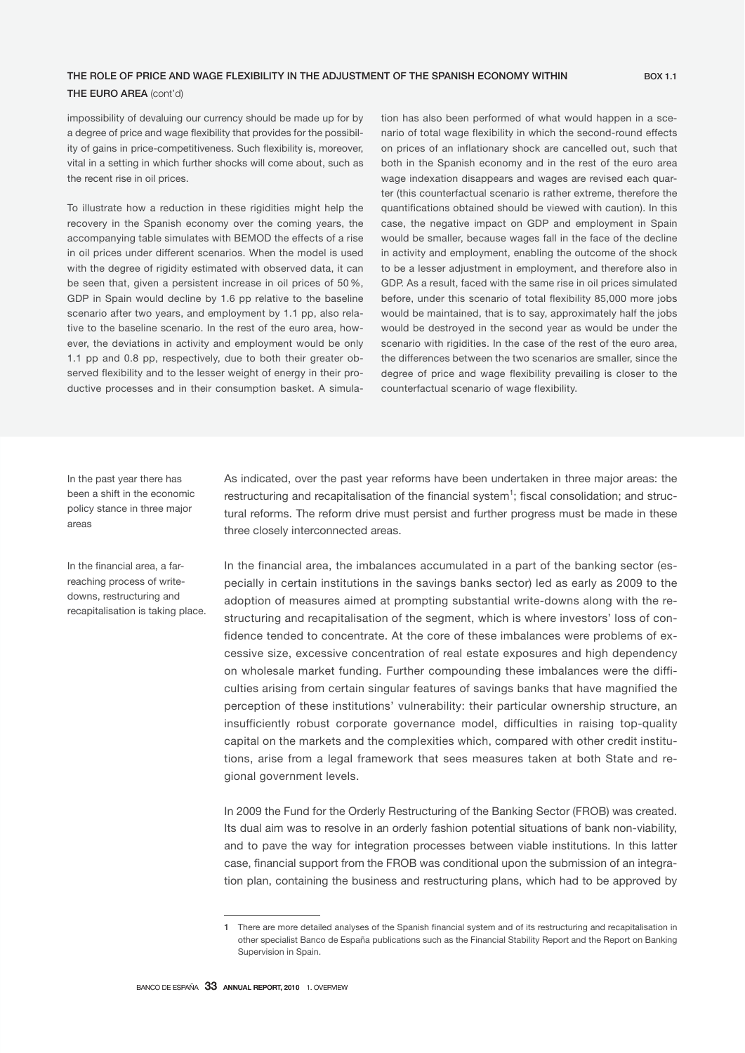**THE ROLE OF PRICE AND WAGE FLEXIBILITY IN THE ADJUSTMENT OF THE SPANISH ECONOMY WITHIN THE EURO AREA** (cont'd) **BOX 1.1**

impossibility of devaluing our currency should be made up for by a degree of price and wage flexibility that provides for the possibility of gains in price-competitiveness. Such flexibility is, moreover, vital in a setting in which further shocks will come about, such as the recent rise in oil prices.

To illustrate how a reduction in these rigidities might help the recovery in the Spanish economy over the coming years, the accompanying table simulates with BEMOD the effects of a rise in oil prices under different scenarios. When the model is used with the degree of rigidity estimated with observed data, it can be seen that, given a persistent increase in oil prices of 50 %, GDP in Spain would decline by 1.6 pp relative to the baseline scenario after two years, and employment by 1.1 pp, also relative to the baseline scenario. In the rest of the euro area, however, the deviations in activity and employment would be only 1.1 pp and 0.8 pp, respectively, due to both their greater observed flexibility and to the lesser weight of energy in their productive processes and in their consumption basket. A simulation has also been performed of what would happen in a scenario of total wage flexibility in which the second-round effects on prices of an inflationary shock are cancelled out, such that both in the Spanish economy and in the rest of the euro area wage indexation disappears and wages are revised each quarter (this counterfactual scenario is rather extreme, therefore the quantifications obtained should be viewed with caution). In this case, the negative impact on GDP and employment in Spain would be smaller, because wages fall in the face of the decline in activity and employment, enabling the outcome of the shock to be a lesser adjustment in employment, and therefore also in GDP. As a result, faced with the same rise in oil prices simulated before, under this scenario of total flexibility 85,000 more jobs would be maintained, that is to say, approximately half the jobs would be destroyed in the second year as would be under the scenario with rigidities. In the case of the rest of the euro area, the differences between the two scenarios are smaller, since the degree of price and wage flexibility prevailing is closer to the counterfactual scenario of wage flexibility.

In the past year there has been a shift in the economic policy stance in three major areas

As indicated, over the past year reforms have been undertaken in three major areas: the restructuring and recapitalisation of the financial system[1]; fiscal consolidation; and structural reforms. The reform drive must persist and further progress must be made in these three closely interconnected areas.

In the financial area, a far-reaching process of write-downs, restructuring and recapitalisation is taking place.

In the financial area, the imbalances accumulated in a part of the banking sector (especially in certain institutions in the savings banks sector) led as early as 2009 to the adoption of measures aimed at prompting substantial write-downs along with the restructuring and recapitalisation of the segment, which is where investors' loss of confidence tended to concentrate. At the core of these imbalances were problems of excessive size, excessive concentration of real estate exposures and high dependency on wholesale market funding. Further compounding these imbalances were the difficulties arising from certain singular features of savings banks that have magnified the perception of these institutions' vulnerability: their particular ownership structure, an insufficiently robust corporate governance model, difficulties in raising top-quality capital on the markets and the complexities which, compared with other credit institutions, arise from a legal framework that sees measures taken at both State and regional government levels.

In 2009 the Fund for the Orderly Restructuring of the Banking Sector (FROB) was created. Its dual aim was to resolve in an orderly fashion potential situations of bank non-viability, and to pave the way for integration processes between viable institutions. In this latter case, financial support from the FROB was conditional upon the submission of an integration plan, containing the business and restructuring plans, which had to be approved by

1 There are more detailed analyses of the Spanish financial system and of its restructuring and recapitalisation in other specialist Banco de España publications such as the Financial Stability Report and the Report on Banking Supervision in Spain.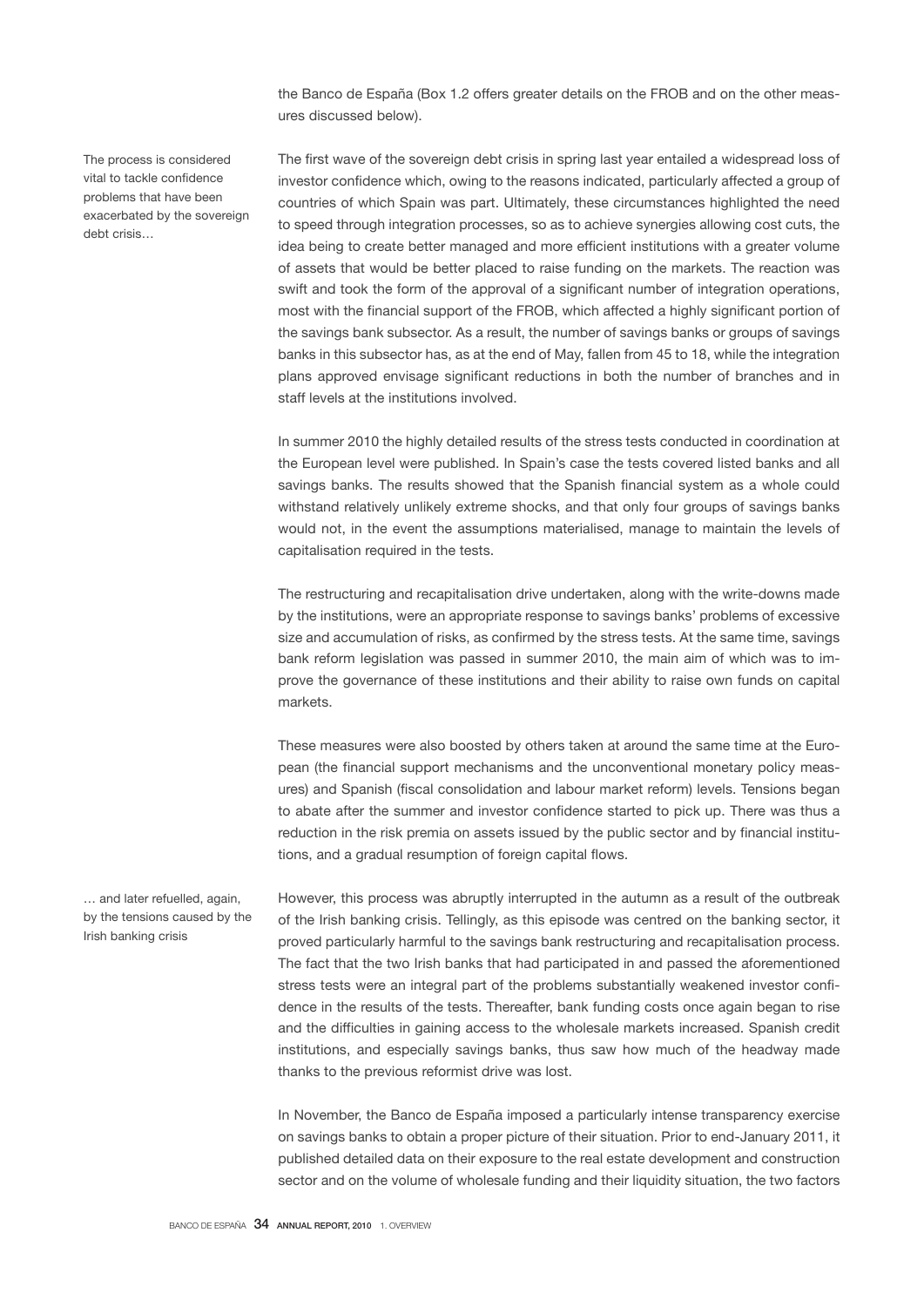the Banco de España (Box 1.2 offers greater details on the FROB and on the other measures discussed below).

The process is considered vital to tackle confidence problems that have been exacerbated by the sovereign debt crisis…

The first wave of the sovereign debt crisis in spring last year entailed a widespread loss of investor confidence which, owing to the reasons indicated, particularly affected a group of countries of which Spain was part. Ultimately, these circumstances highlighted the need to speed through integration processes, so as to achieve synergies allowing cost cuts, the idea being to create better managed and more efficient institutions with a greater volume of assets that would be better placed to raise funding on the markets. The reaction was swift and took the form of the approval of a significant number of integration operations, most with the financial support of the FROB, which affected a highly significant portion of the savings bank subsector. As a result, the number of savings banks or groups of savings banks in this subsector has, as at the end of May, fallen from 45 to 18, while the integration plans approved envisage significant reductions in both the number of branches and in staff levels at the institutions involved.

In summer 2010 the highly detailed results of the stress tests conducted in coordination at the European level were published. In Spain's case the tests covered listed banks and all savings banks. The results showed that the Spanish financial system as a whole could withstand relatively unlikely extreme shocks, and that only four groups of savings banks would not, in the event the assumptions materialised, manage to maintain the levels of capitalisation required in the tests.

The restructuring and recapitalisation drive undertaken, along with the write-downs made by the institutions, were an appropriate response to savings banks' problems of excessive size and accumulation of risks, as confirmed by the stress tests. At the same time, savings bank reform legislation was passed in summer 2010, the main aim of which was to improve the governance of these institutions and their ability to raise own funds on capital markets.

These measures were also boosted by others taken at around the same time at the European (the financial support mechanisms and the unconventional monetary policy measures) and Spanish (fiscal consolidation and labour market reform) levels. Tensions began to abate after the summer and investor confidence started to pick up. There was thus a reduction in the risk premia on assets issued by the public sector and by financial institutions, and a gradual resumption of foreign capital flows.

… and later refuelled, again, by the tensions caused by the Irish banking crisis

However, this process was abruptly interrupted in the autumn as a result of the outbreak of the Irish banking crisis. Tellingly, as this episode was centred on the banking sector, it proved particularly harmful to the savings bank restructuring and recapitalisation process. The fact that the two Irish banks that had participated in and passed the aforementioned stress tests were an integral part of the problems substantially weakened investor confidence in the results of the tests. Thereafter, bank funding costs once again began to rise and the difficulties in gaining access to the wholesale markets increased. Spanish credit institutions, and especially savings banks, thus saw how much of the headway made thanks to the previous reformist drive was lost.

In November, the Banco de España imposed a particularly intense transparency exercise on savings banks to obtain a proper picture of their situation. Prior to end-January 2011, it published detailed data on their exposure to the real estate development and construction sector and on the volume of wholesale funding and their liquidity situation, the two factors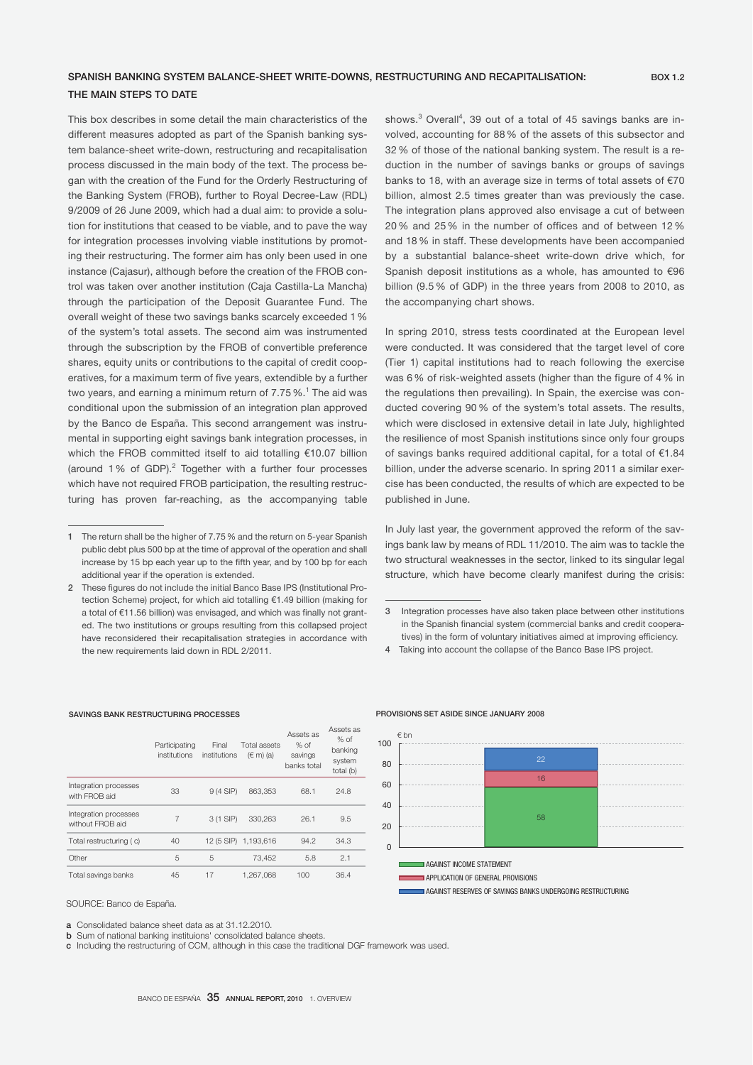## SPANISH BANKING SYSTEM BALANCE-SHEET WRITE-DOWNS, RESTRUCTURING AND RECAPITALISATION: THE MAIN STEPS TO DATE

BOX 1.2

This box describes in some detail the main characteristics of the different measures adopted as part of the Spanish banking system balance-sheet write-down, restructuring and recapitalisation process discussed in the main body of the text. The process began with the creation of the Fund for the Orderly Restructuring of the Banking System (FROB), further to Royal Decree-Law (RDL) 9/2009 of 26 June 2009, which had a dual aim: to provide a solution for institutions that ceased to be viable, and to pave the way for integration processes involving viable institutions by promoting their restructuring. The former aim has only been used in one instance (Cajasur), although before the creation of the FROB control was taken over another institution (Caja Castilla-La Mancha) through the participation of the Deposit Guarantee Fund. The overall weight of these two savings banks scarcely exceeded 1 % of the system's total assets. The second aim was instrumented through the subscription by the FROB of convertible preference shares, equity units or contributions to the capital of credit cooperatives, for a maximum term of five years, extendible by a further two years, and earning a minimum return of 7.75 %.[1] The aid was conditional upon the submission of an integration plan approved by the Banco de España. This second arrangement was instrumental in supporting eight savings bank integration processes, in which the FROB committed itself to aid totalling €10.07 billion (around 1 % of GDP).[2] Together with a further four processes which have not required FROB participation, the resulting restructuring has proven far-reaching, as the accompanying table shows.[3] Overall[4], 39 out of a total of 45 savings banks are involved, accounting for 88 % of the assets of this subsector and 32 % of those of the national banking system. The result is a reduction in the number of savings banks or groups of savings banks to 18, with an average size in terms of total assets of €70 billion, almost 2.5 times greater than was previously the case. The integration plans approved also envisage a cut of between 20 % and 25 % in the number of offices and of between 12 % and 18 % in staff. These developments have been accompanied by a substantial balance-sheet write-down drive which, for Spanish deposit institutions as a whole, has amounted to €96 billion (9.5 % of GDP) in the three years from 2008 to 2010, as the accompanying chart shows.

In spring 2010, stress tests coordinated at the European level were conducted. It was considered that the target level of core (Tier 1) capital institutions had to reach following the exercise was 6 % of risk-weighted assets (higher than the figure of 4 % in the regulations then prevailing). In Spain, the exercise was conducted covering 90 % of the system's total assets. The results, which were disclosed in extensive detail in late July, highlighted the resilience of most Spanish institutions since only four groups of savings banks required additional capital, for a total of €1.84 billion, under the adverse scenario. In spring 2011 a similar exercise has been conducted, the results of which are expected to be published in June.

In July last year, the government approved the reform of the savings bank law by means of RDL 11/2010. The aim was to tackle the two structural weaknesses in the sector, linked to its singular legal structure, which have become clearly manifest during the crisis:

1 The return shall be the higher of 7.75 % and the return on 5-year Spanish public debt plus 500 bp at the time of approval of the operation and shall increase by 15 bp each year up to the fifth year, and by 100 bp for each additional year if the operation is extended.

2 These figures do not include the initial Banco Base IPS (Institutional Protection Scheme) project, for which aid totalling €1.49 billion (making for a total of €11.56 billion) was envisaged, and which was finally not granted. The two institutions or groups resulting from this collapsed project have reconsidered their recapitalisation strategies in accordance with the new requirements laid down in RDL 2/2011.

3 Integration processes have also taken place between other institutions in the Spanish financial system (commercial banks and credit cooperatives) in the form of voluntary initiatives aimed at improving efficiency.

4 Taking into account the collapse of the Banco Base IPS project.

SAVINGS BANK RESTRUCTURING PROCESSES

| | Participating institutions | Final institutions | Total assets (€ m) (a) | Assets as % of savings banks total | Assets as % of banking system total (b) |
|---|---|---|---|---|---|
| Integration processes with FROB aid | 33 | 9 (4 SIP) | 863,353 | 68.1 | 24.8 |
| Integration processes without FROB aid | 7 | 3 (1 SIP) | 330,263 | 26.1 | 9.5 |
| Total restructuring ( c) | 40 | 12 (5 SIP) | 1,193,616 | 94.2 | 34.3 |
| Other | 5 | 5 | 73,452 | 5.8 | 2.1 |
| Total savings banks | 45 | 17 | 1,267,068 | 100 | 36.4 |

SOURCE: Banco de España.

a Consolidated balance sheet data as at 31.12.2010.
b Sum of national banking instituions' consolidated balance sheets.
c Including the restructuring of CCM, although in this case the traditional DGF framework was used.

PROVISIONS SET ASIDE SINCE JANUARY 2008

€ bn

| | € bn |
|---|---|
| AGAINST INCOME STATEMENT | 58 |
| APPLICATION OF GENERAL PROVISIONS | 16 |
| AGAINST RESERVES OF SAVINGS BANKS UNDERGOING RESTRUCTURING | 22 |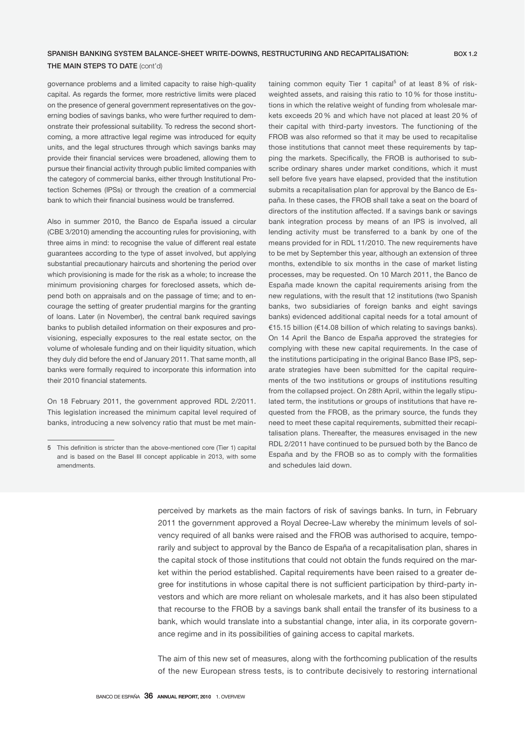**SPANISH BANKING SYSTEM BALANCE-SHEET WRITE-DOWNS, RESTRUCTURING AND RECAPITALISATION: THE MAIN STEPS TO DATE** (cont'd) **BOX 1.2**

governance problems and a limited capacity to raise high-quality capital. As regards the former, more restrictive limits were placed on the presence of general government representatives on the governing bodies of savings banks, who were further required to demonstrate their professional suitability. To redress the second shortcoming, a more attractive legal regime was introduced for equity units, and the legal structures through which savings banks may provide their financial services were broadened, allowing them to pursue their financial activity through public limited companies with the category of commercial banks, either through Institutional Protection Schemes (IPSs) or through the creation of a commercial bank to which their financial business would be transferred.

Also in summer 2010, the Banco de España issued a circular (CBE 3/2010) amending the accounting rules for provisioning, with three aims in mind: to recognise the value of different real estate guarantees according to the type of asset involved, but applying substantial precautionary haircuts and shortening the period over which provisioning is made for the risk as a whole; to increase the minimum provisioning charges for foreclosed assets, which depend both on appraisals and on the passage of time; and to encourage the setting of greater prudential margins for the granting of loans. Later (in November), the central bank required savings banks to publish detailed information on their exposures and provisioning, especially exposures to the real estate sector, on the volume of wholesale funding and on their liquidity situation, which they duly did before the end of January 2011. That same month, all banks were formally required to incorporate this information into their 2010 financial statements.

On 18 February 2011, the government approved RDL 2/2011. This legislation increased the minimum capital level required of banks, introducing a new solvency ratio that must be met maintaining common equity Tier 1 capital[5] of at least 8 % of risk-weighted assets, and raising this ratio to 10 % for those institutions in which the relative weight of funding from wholesale markets exceeds 20 % and which have not placed at least 20 % of their capital with third-party investors. The functioning of the FROB was also reformed so that it may be used to recapitalise those institutions that cannot meet these requirements by tapping the markets. Specifically, the FROB is authorised to subscribe ordinary shares under market conditions, which it must sell before five years have elapsed, provided that the institution submits a recapitalisation plan for approval by the Banco de España. In these cases, the FROB shall take a seat on the board of directors of the institution affected. If a savings bank or savings bank integration process by means of an IPS is involved, all lending activity must be transferred to a bank by one of the means provided for in RDL 11/2010. The new requirements have to be met by September this year, although an extension of three months, extendible to six months in the case of market listing processes, may be requested. On 10 March 2011, the Banco de España made known the capital requirements arising from the new regulations, with the result that 12 institutions (two Spanish banks, two subsidiaries of foreign banks and eight savings banks) evidenced additional capital needs for a total amount of €15.15 billion (€14.08 billion of which relating to savings banks). On 14 April the Banco de España approved the strategies for complying with these new capital requirements. In the case of the institutions participating in the original Banco Base IPS, separate strategies have been submitted for the capital requirements of the two institutions or groups of institutions resulting from the collapsed project. On 28th April, within the legally stipulated term, the institutions or groups of institutions that have requested from the FROB, as the primary source, the funds they need to meet these capital requirements, submitted their recapitalisation plans. Thereafter, the measures envisaged in the new RDL 2/2011 have continued to be pursued both by the Banco de España and by the FROB so as to comply with the formalities and schedules laid down.

5 This definition is stricter than the above-mentioned core (Tier 1) capital and is based on the Basel III concept applicable in 2013, with some amendments.

perceived by markets as the main factors of risk of savings banks. In turn, in February 2011 the government approved a Royal Decree-Law whereby the minimum levels of solvency required of all banks were raised and the FROB was authorised to acquire, temporarily and subject to approval by the Banco de España of a recapitalisation plan, shares in the capital stock of those institutions that could not obtain the funds required on the market within the period established. Capital requirements have been raised to a greater degree for institutions in whose capital there is not sufficient participation by third-party investors and which are more reliant on wholesale markets, and it has also been stipulated that recourse to the FROB by a savings bank shall entail the transfer of its business to a bank, which would translate into a substantial change, inter alia, in its corporate governance regime and in its possibilities of gaining access to capital markets.

The aim of this new set of measures, along with the forthcoming publication of the results of the new European stress tests, is to contribute decisively to restoring international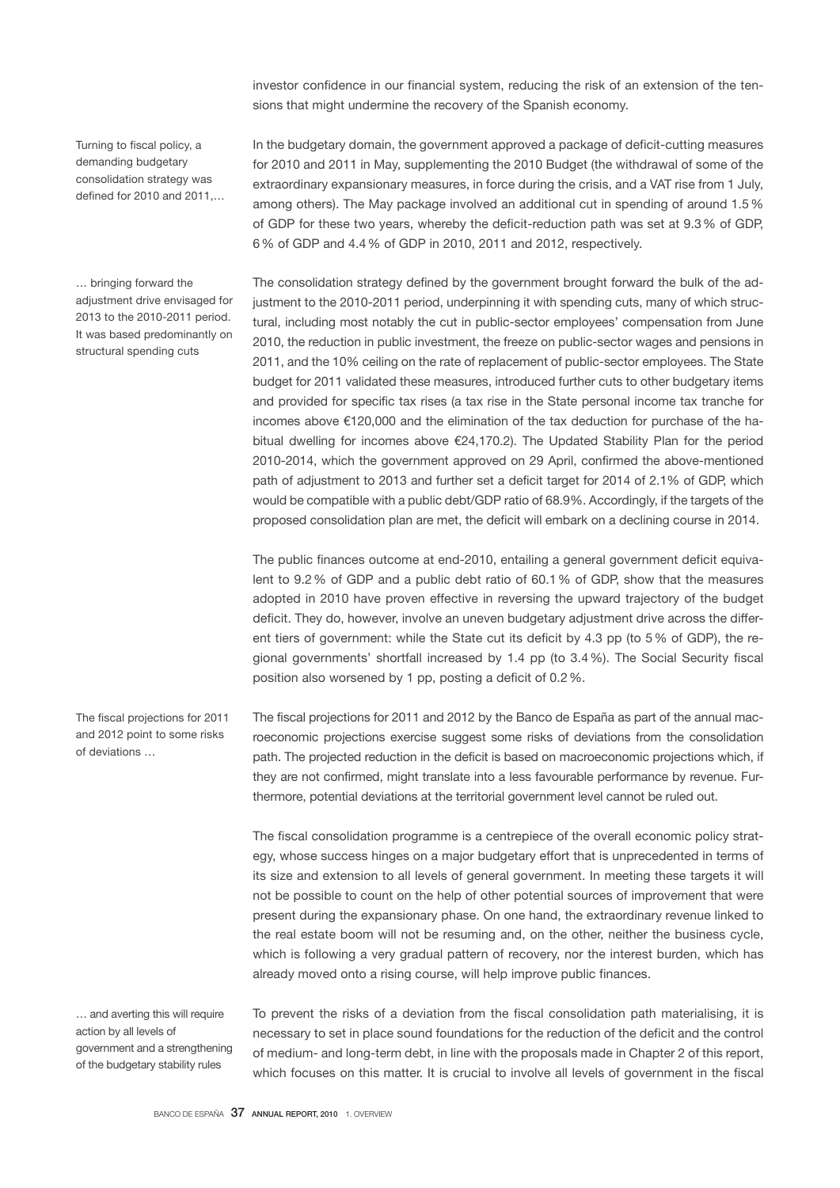investor confidence in our financial system, reducing the risk of an extension of the tensions that might undermine the recovery of the Spanish economy.

*Turning to fiscal policy, a demanding budgetary consolidation strategy was defined for 2010 and 2011,…*

In the budgetary domain, the government approved a package of deficit-cutting measures for 2010 and 2011 in May, supplementing the 2010 Budget (the withdrawal of some of the extraordinary expansionary measures, in force during the crisis, and a VAT rise from 1 July, among others). The May package involved an additional cut in spending of around 1.5 % of GDP for these two years, whereby the deficit-reduction path was set at 9.3 % of GDP, 6 % of GDP and 4.4 % of GDP in 2010, 2011 and 2012, respectively.

*… bringing forward the adjustment drive envisaged for 2013 to the 2010-2011 period. It was based predominantly on structural spending cuts*

The consolidation strategy defined by the government brought forward the bulk of the adjustment to the 2010-2011 period, underpinning it with spending cuts, many of which structural, including most notably the cut in public-sector employees' compensation from June 2010, the reduction in public investment, the freeze on public-sector wages and pensions in 2011, and the 10% ceiling on the rate of replacement of public-sector employees. The State budget for 2011 validated these measures, introduced further cuts to other budgetary items and provided for specific tax rises (a tax rise in the State personal income tax tranche for incomes above €120,000 and the elimination of the tax deduction for purchase of the habitual dwelling for incomes above €24,170.2). The Updated Stability Plan for the period 2010-2014, which the government approved on 29 April, confirmed the above-mentioned path of adjustment to 2013 and further set a deficit target for 2014 of 2.1% of GDP, which would be compatible with a public debt/GDP ratio of 68.9%. Accordingly, if the targets of the proposed consolidation plan are met, the deficit will embark on a declining course in 2014.

The public finances outcome at end-2010, entailing a general government deficit equivalent to 9.2 % of GDP and a public debt ratio of 60.1 % of GDP, show that the measures adopted in 2010 have proven effective in reversing the upward trajectory of the budget deficit. They do, however, involve an uneven budgetary adjustment drive across the different tiers of government: while the State cut its deficit by 4.3 pp (to 5 % of GDP), the regional governments' shortfall increased by 1.4 pp (to 3.4 %). The Social Security fiscal position also worsened by 1 pp, posting a deficit of 0.2 %.

*The fiscal projections for 2011 and 2012 point to some risks of deviations …*

The fiscal projections for 2011 and 2012 by the Banco de España as part of the annual macroeconomic projections exercise suggest some risks of deviations from the consolidation path. The projected reduction in the deficit is based on macroeconomic projections which, if they are not confirmed, might translate into a less favourable performance by revenue. Furthermore, potential deviations at the territorial government level cannot be ruled out.

The fiscal consolidation programme is a centrepiece of the overall economic policy strategy, whose success hinges on a major budgetary effort that is unprecedented in terms of its size and extension to all levels of general government. In meeting these targets it will not be possible to count on the help of other potential sources of improvement that were present during the expansionary phase. On one hand, the extraordinary revenue linked to the real estate boom will not be resuming and, on the other, neither the business cycle, which is following a very gradual pattern of recovery, nor the interest burden, which has already moved onto a rising course, will help improve public finances.

*… and averting this will require action by all levels of government and a strengthening of the budgetary stability rules*

To prevent the risks of a deviation from the fiscal consolidation path materialising, it is necessary to set in place sound foundations for the reduction of the deficit and the control of medium- and long-term debt, in line with the proposals made in Chapter 2 of this report, which focuses on this matter. It is crucial to involve all levels of government in the fiscal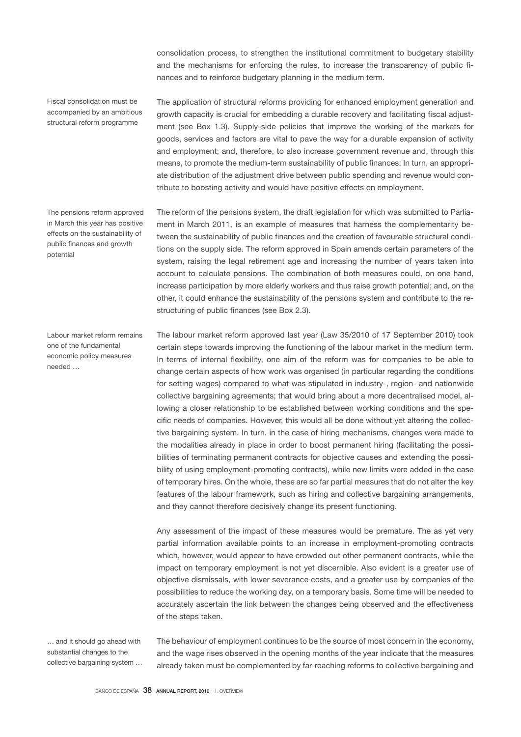consolidation process, to strengthen the institutional commitment to budgetary stability and the mechanisms for enforcing the rules, to increase the transparency of public finances and to reinforce budgetary planning in the medium term.

*Fiscal consolidation must be accompanied by an ambitious structural reform programme*

The application of structural reforms providing for enhanced employment generation and growth capacity is crucial for embedding a durable recovery and facilitating fiscal adjustment (see Box 1.3). Supply-side policies that improve the working of the markets for goods, services and factors are vital to pave the way for a durable expansion of activity and employment; and, therefore, to also increase government revenue and, through this means, to promote the medium-term sustainability of public finances. In turn, an appropriate distribution of the adjustment drive between public spending and revenue would contribute to boosting activity and would have positive effects on employment.

*The pensions reform approved in March this year has positive effects on the sustainability of public finances and growth potential*

The reform of the pensions system, the draft legislation for which was submitted to Parliament in March 2011, is an example of measures that harness the complementarity between the sustainability of public finances and the creation of favourable structural conditions on the supply side. The reform approved in Spain amends certain parameters of the system, raising the legal retirement age and increasing the number of years taken into account to calculate pensions. The combination of both measures could, on one hand, increase participation by more elderly workers and thus raise growth potential; and, on the other, it could enhance the sustainability of the pensions system and contribute to the restructuring of public finances (see Box 2.3).

*Labour market reform remains one of the fundamental economic policy measures needed …*

The labour market reform approved last year (Law 35/2010 of 17 September 2010) took certain steps towards improving the functioning of the labour market in the medium term. In terms of internal flexibility, one aim of the reform was for companies to be able to change certain aspects of how work was organised (in particular regarding the conditions for setting wages) compared to what was stipulated in industry-, region- and nationwide collective bargaining agreements; that would bring about a more decentralised model, allowing a closer relationship to be established between working conditions and the specific needs of companies. However, this would all be done without yet altering the collective bargaining system. In turn, in the case of hiring mechanisms, changes were made to the modalities already in place in order to boost permanent hiring (facilitating the possibilities of terminating permanent contracts for objective causes and extending the possibility of using employment-promoting contracts), while new limits were added in the case of temporary hires. On the whole, these are so far partial measures that do not alter the key features of the labour framework, such as hiring and collective bargaining arrangements, and they cannot therefore decisively change its present functioning.

Any assessment of the impact of these measures would be premature. The as yet very partial information available points to an increase in employment-promoting contracts which, however, would appear to have crowded out other permanent contracts, while the impact on temporary employment is not yet discernible. Also evident is a greater use of objective dismissals, with lower severance costs, and a greater use by companies of the possibilities to reduce the working day, on a temporary basis. Some time will be needed to accurately ascertain the link between the changes being observed and the effectiveness of the steps taken.

*… and it should go ahead with substantial changes to the collective bargaining system …*

The behaviour of employment continues to be the source of most concern in the economy, and the wage rises observed in the opening months of the year indicate that the measures already taken must be complemented by far-reaching reforms to collective bargaining and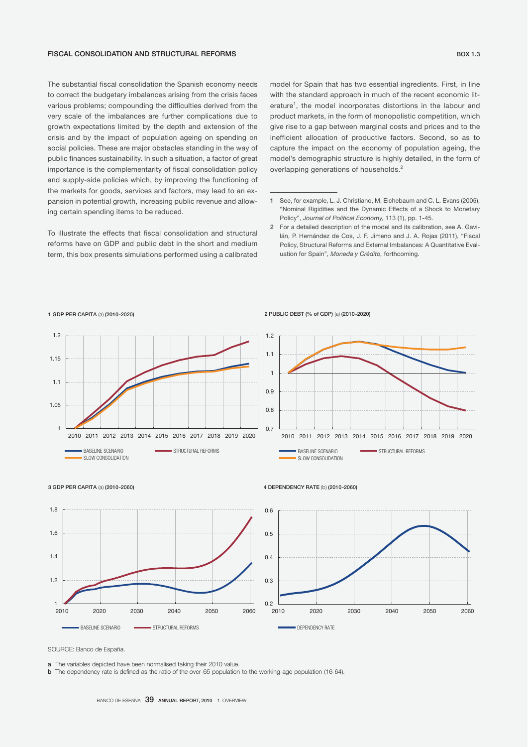## FISCAL CONSOLIDATION AND STRUCTURAL REFORMS

**BOX 1.3**

The substantial fiscal consolidation the Spanish economy needs to correct the budgetary imbalances arising from the crisis faces various problems; compounding the difficulties derived from the very scale of the imbalances are further complications due to growth expectations limited by the depth and extension of the crisis and by the impact of population ageing on spending on social policies. These are major obstacles standing in the way of public finances sustainability. In such a situation, a factor of great importance is the complementarity of fiscal consolidation policy and supply-side policies which, by improving the functioning of the markets for goods, services and factors, may lead to an expansion in potential growth, increasing public revenue and allowing certain spending items to be reduced.

To illustrate the effects that fiscal consolidation and structural reforms have on GDP and public debt in the short and medium term, this box presents simulations performed using a calibrated model for Spain that has two essential ingredients. First, in line with the standard approach in much of the recent economic literature[1], the model incorporates distortions in the labour and product markets, in the form of monopolistic competition, which give rise to a gap between marginal costs and prices and to the inefficient allocation of productive factors. Second, so as to capture the impact on the economy of population ageing, the model's demographic structure is highly detailed, in the form of overlapping generations of households.[2]

1 See, for example, L. J. Christiano, M. Eichebaum and C. L. Evans (2005), "Nominal Rigidities and the Dynamic Effects of a Shock to Monetary Policy", *Journal of Political Economy,* 113 (1), pp. 1-45.

2 For a detailed description of the model and its calibration, see A. Gavilán, P. Hernández de Cos, J. F. Jimeno and J. A. Rojas (2011), "Fiscal Policy, Structural Reforms and External Imbalances: A Quantitative Evaluation for Spain", *Moneda y Crédito,* forthcoming.

**1 GDP PER CAPITA** (a) **(2010-2020)**

**2 PUBLIC DEBT (% of GDP)** (a) **(2010-2020)**

**3 GDP PER CAPITA** (a) **(2010-2060)**

**4 DEPENDENCY RATE** (b) **(2010-2060)**

SOURCE: Banco de España.

**a** The variables depicted have been normalised taking their 2010 value.

**b** The dependency rate is defined as the ratio of the over-65 population to the working-age population (16-64).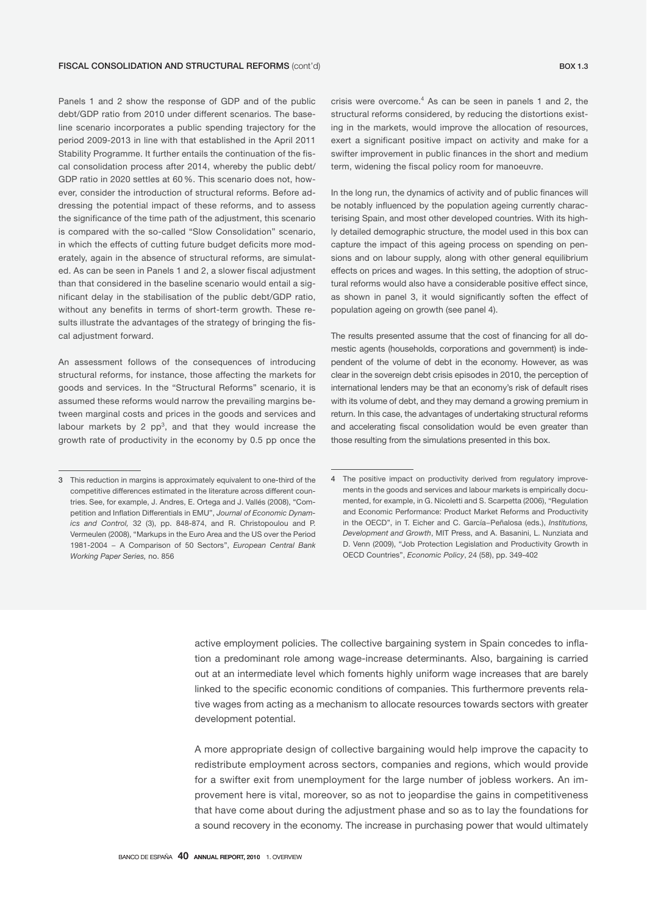**FISCAL CONSOLIDATION AND STRUCTURAL REFORMS** (cont'd) **BOX 1.3**

Panels 1 and 2 show the response of GDP and of the public debt/GDP ratio from 2010 under different scenarios. The baseline scenario incorporates a public spending trajectory for the period 2009-2013 in line with that established in the April 2011 Stability Programme. It further entails the continuation of the fiscal consolidation process after 2014, whereby the public debt/GDP ratio in 2020 settles at 60 %. This scenario does not, however, consider the introduction of structural reforms. Before addressing the potential impact of these reforms, and to assess the significance of the time path of the adjustment, this scenario is compared with the so-called "Slow Consolidation" scenario, in which the effects of cutting future budget deficits more moderately, again in the absence of structural reforms, are simulated. As can be seen in Panels 1 and 2, a slower fiscal adjustment than that considered in the baseline scenario would entail a significant delay in the stabilisation of the public debt/GDP ratio, without any benefits in terms of short-term growth. These results illustrate the advantages of the strategy of bringing the fiscal adjustment forward.

An assessment follows of the consequences of introducing structural reforms, for instance, those affecting the markets for goods and services. In the "Structural Reforms" scenario, it is assumed these reforms would narrow the prevailing margins between marginal costs and prices in the goods and services and labour markets by 2 pp[3], and that they would increase the growth rate of productivity in the economy by 0.5 pp once the crisis were overcome.[4] As can be seen in panels 1 and 2, the structural reforms considered, by reducing the distortions existing in the markets, would improve the allocation of resources, exert a significant positive impact on activity and make for a swifter improvement in public finances in the short and medium term, widening the fiscal policy room for manoeuvre.

In the long run, the dynamics of activity and of public finances will be notably influenced by the population ageing currently characterising Spain, and most other developed countries. With its highly detailed demographic structure, the model used in this box can capture the impact of this ageing process on spending on pensions and on labour supply, along with other general equilibrium effects on prices and wages. In this setting, the adoption of structural reforms would also have a considerable positive effect since, as shown in panel 3, it would significantly soften the effect of population ageing on growth (see panel 4).

The results presented assume that the cost of financing for all domestic agents (households, corporations and government) is independent of the volume of debt in the economy. However, as was clear in the sovereign debt crisis episodes in 2010, the perception of international lenders may be that an economy's risk of default rises with its volume of debt, and they may demand a growing premium in return. In this case, the advantages of undertaking structural reforms and accelerating fiscal consolidation would be even greater than those resulting from the simulations presented in this box.

3 This reduction in margins is approximately equivalent to one-third of the competitive differences estimated in the literature across different countries. See, for example, J. Andres, E. Ortega and J. Vallés (2008), "Competition and Inflation Differentials in EMU", *Journal of Economic Dynamics and Control,* 32 (3), pp. 848-874, and R. Christopoulou and P. Vermeulen (2008), "Markups in the Euro Area and the US over the Period 1981-2004 – A Comparison of 50 Sectors", *European Central Bank Working Paper Series,* no. 856

4 The positive impact on productivity derived from regulatory improvements in the goods and services and labour markets is empirically documented, for example, in G. Nicoletti and S. Scarpetta (2006), "Regulation and Economic Performance: Product Market Reforms and Productivity in the OECD", in T. Eicher and C. García–Peñalosa (eds.), *Institutions, Development and Growth*, MIT Press, and A. Basanini, L. Nunziata and D. Venn (2009), "Job Protection Legislation and Productivity Growth in OECD Countries", *Economic Policy*, 24 (58), pp. 349-402

active employment policies. The collective bargaining system in Spain concedes to inflation a predominant role among wage-increase determinants. Also, bargaining is carried out at an intermediate level which foments highly uniform wage increases that are barely linked to the specific economic conditions of companies. This furthermore prevents relative wages from acting as a mechanism to allocate resources towards sectors with greater development potential.

A more appropriate design of collective bargaining would help improve the capacity to redistribute employment across sectors, companies and regions, which would provide for a swifter exit from unemployment for the large number of jobless workers. An improvement here is vital, moreover, so as not to jeopardise the gains in competitiveness that have come about during the adjustment phase and so as to lay the foundations for a sound recovery in the economy. The increase in purchasing power that would ultimately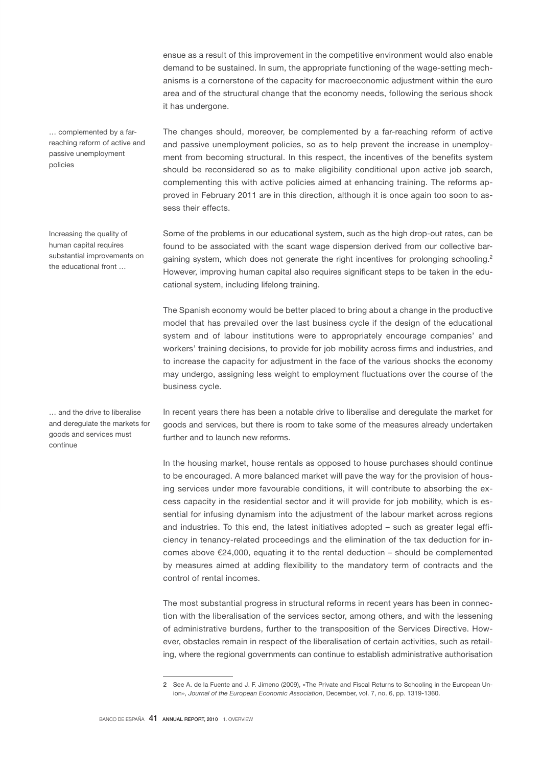ensue as a result of this improvement in the competitive environment would also enable demand to be sustained. In sum, the appropriate functioning of the wage-setting mechanisms is a cornerstone of the capacity for macroeconomic adjustment within the euro area and of the structural change that the economy needs, following the serious shock it has undergone.

*… complemented by a far-reaching reform of active and passive unemployment policies*

The changes should, moreover, be complemented by a far-reaching reform of active and passive unemployment policies, so as to help prevent the increase in unemployment from becoming structural. In this respect, the incentives of the benefits system should be reconsidered so as to make eligibility conditional upon active job search, complementing this with active policies aimed at enhancing training. The reforms approved in February 2011 are in this direction, although it is once again too soon to assess their effects.

*Increasing the quality of human capital requires substantial improvements on the educational front …*

Some of the problems in our educational system, such as the high drop-out rates, can be found to be associated with the scant wage dispersion derived from our collective bargaining system, which does not generate the right incentives for prolonging schooling.[2] However, improving human capital also requires significant steps to be taken in the educational system, including lifelong training.

The Spanish economy would be better placed to bring about a change in the productive model that has prevailed over the last business cycle if the design of the educational system and of labour institutions were to appropriately encourage companies' and workers' training decisions, to provide for job mobility across firms and industries, and to increase the capacity for adjustment in the face of the various shocks the economy may undergo, assigning less weight to employment fluctuations over the course of the business cycle.

*… and the drive to liberalise and deregulate the markets for goods and services must continue*

In recent years there has been a notable drive to liberalise and deregulate the market for goods and services, but there is room to take some of the measures already undertaken further and to launch new reforms.

In the housing market, house rentals as opposed to house purchases should continue to be encouraged. A more balanced market will pave the way for the provision of housing services under more favourable conditions, it will contribute to absorbing the excess capacity in the residential sector and it will provide for job mobility, which is essential for infusing dynamism into the adjustment of the labour market across regions and industries. To this end, the latest initiatives adopted – such as greater legal efficiency in tenancy-related proceedings and the elimination of the tax deduction for incomes above €24,000, equating it to the rental deduction – should be complemented by measures aimed at adding flexibility to the mandatory term of contracts and the control of rental incomes.

The most substantial progress in structural reforms in recent years has been in connection with the liberalisation of the services sector, among others, and with the lessening of administrative burdens, further to the transposition of the Services Directive. However, obstacles remain in respect of the liberalisation of certain activities, such as retailing, where the regional governments can continue to establish administrative authorisation

---

2 See A. de la Fuente and J. F. Jimeno (2009), «The Private and Fiscal Returns to Schooling in the European Union», *Journal of the European Economic Association*, December, vol. 7, no. 6, pp. 1319-1360.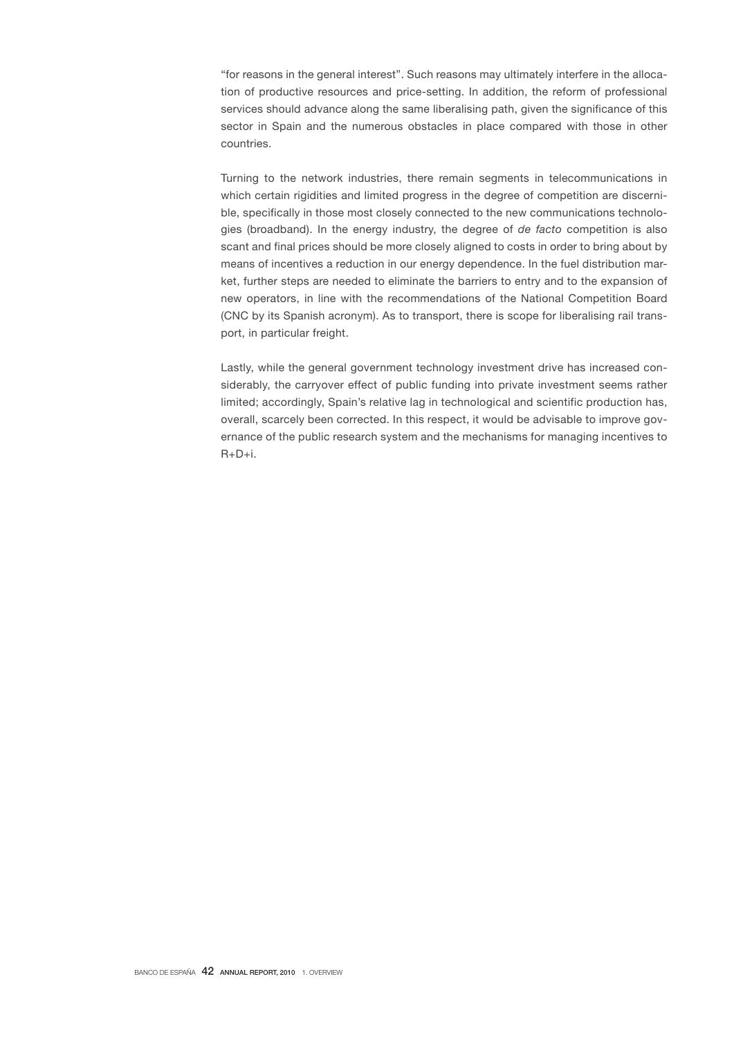"for reasons in the general interest". Such reasons may ultimately interfere in the allocation of productive resources and price-setting. In addition, the reform of professional services should advance along the same liberalising path, given the significance of this sector in Spain and the numerous obstacles in place compared with those in other countries.

Turning to the network industries, there remain segments in telecommunications in which certain rigidities and limited progress in the degree of competition are discernible, specifically in those most closely connected to the new communications technologies (broadband). In the energy industry, the degree of *de facto* competition is also scant and final prices should be more closely aligned to costs in order to bring about by means of incentives a reduction in our energy dependence. In the fuel distribution market, further steps are needed to eliminate the barriers to entry and to the expansion of new operators, in line with the recommendations of the National Competition Board (CNC by its Spanish acronym). As to transport, there is scope for liberalising rail transport, in particular freight.

Lastly, while the general government technology investment drive has increased considerably, the carryover effect of public funding into private investment seems rather limited; accordingly, Spain's relative lag in technological and scientific production has, overall, scarcely been corrected. In this respect, it would be advisable to improve governance of the public research system and the mechanisms for managing incentives to R+D+i.